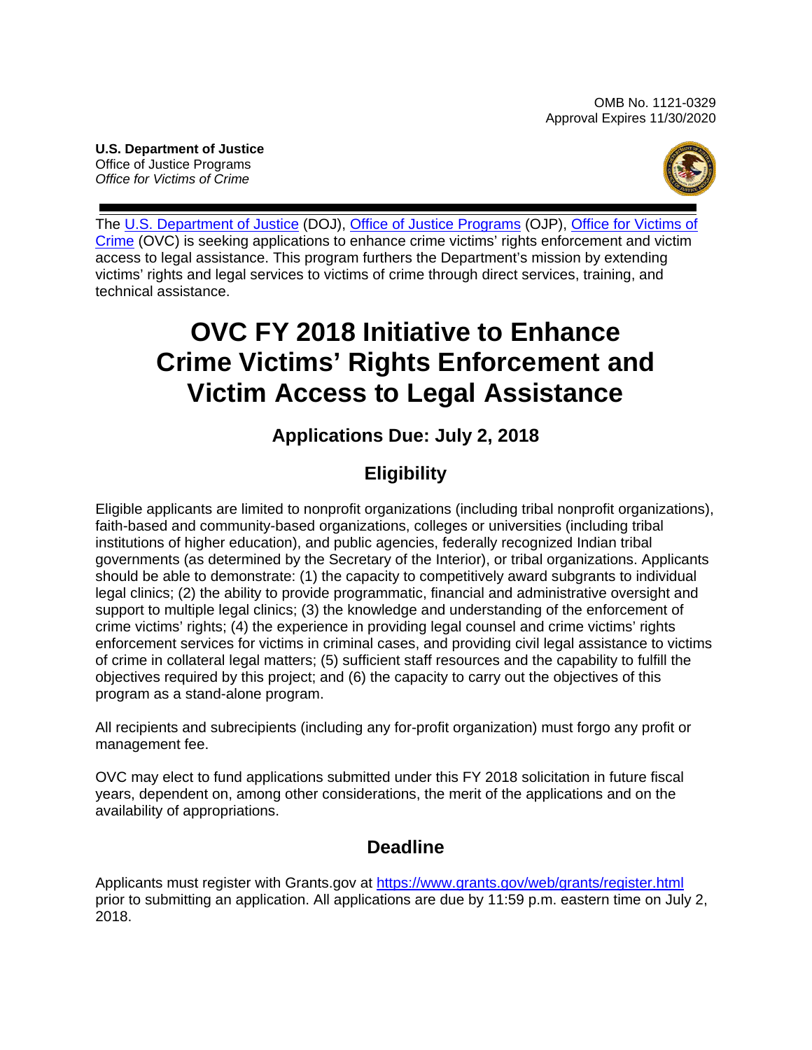OMB No. 1121-0329
Approval Expires 11/30/2020

**U.S. Department of Justice**
Office of Justice Programs
*Office for Victims of Crime*

The [U.S. Department of Justice](#) (DOJ), [Office of Justice Programs](#) (OJP), [Office for Victims of Crime](#) (OVC) is seeking applications to enhance crime victims' rights enforcement and victim access to legal assistance. This program furthers the Department's mission by extending victims' rights and legal services to victims of crime through direct services, training, and technical assistance.

# OVC FY 2018 Initiative to Enhance Crime Victims' Rights Enforcement and Victim Access to Legal Assistance

## Applications Due: July 2, 2018

## Eligibility

Eligible applicants are limited to nonprofit organizations (including tribal nonprofit organizations), faith-based and community-based organizations, colleges or universities (including tribal institutions of higher education), and public agencies, federally recognized Indian tribal governments (as determined by the Secretary of the Interior), or tribal organizations. Applicants should be able to demonstrate: (1) the capacity to competitively award subgrants to individual legal clinics; (2) the ability to provide programmatic, financial and administrative oversight and support to multiple legal clinics; (3) the knowledge and understanding of the enforcement of crime victims' rights; (4) the experience in providing legal counsel and crime victims' rights enforcement services for victims in criminal cases, and providing civil legal assistance to victims of crime in collateral legal matters; (5) sufficient staff resources and the capability to fulfill the objectives required by this project; and (6) the capacity to carry out the objectives of this program as a stand-alone program.

All recipients and subrecipients (including any for-profit organization) must forgo any profit or management fee.

OVC may elect to fund applications submitted under this FY 2018 solicitation in future fiscal years, dependent on, among other considerations, the merit of the applications and on the availability of appropriations.

## Deadline

Applicants must register with Grants.gov at [https://www.grants.gov/web/grants/register.html](https://www.grants.gov/web/grants/register.html) prior to submitting an application. All applications are due by 11:59 p.m. eastern time on July 2, 2018.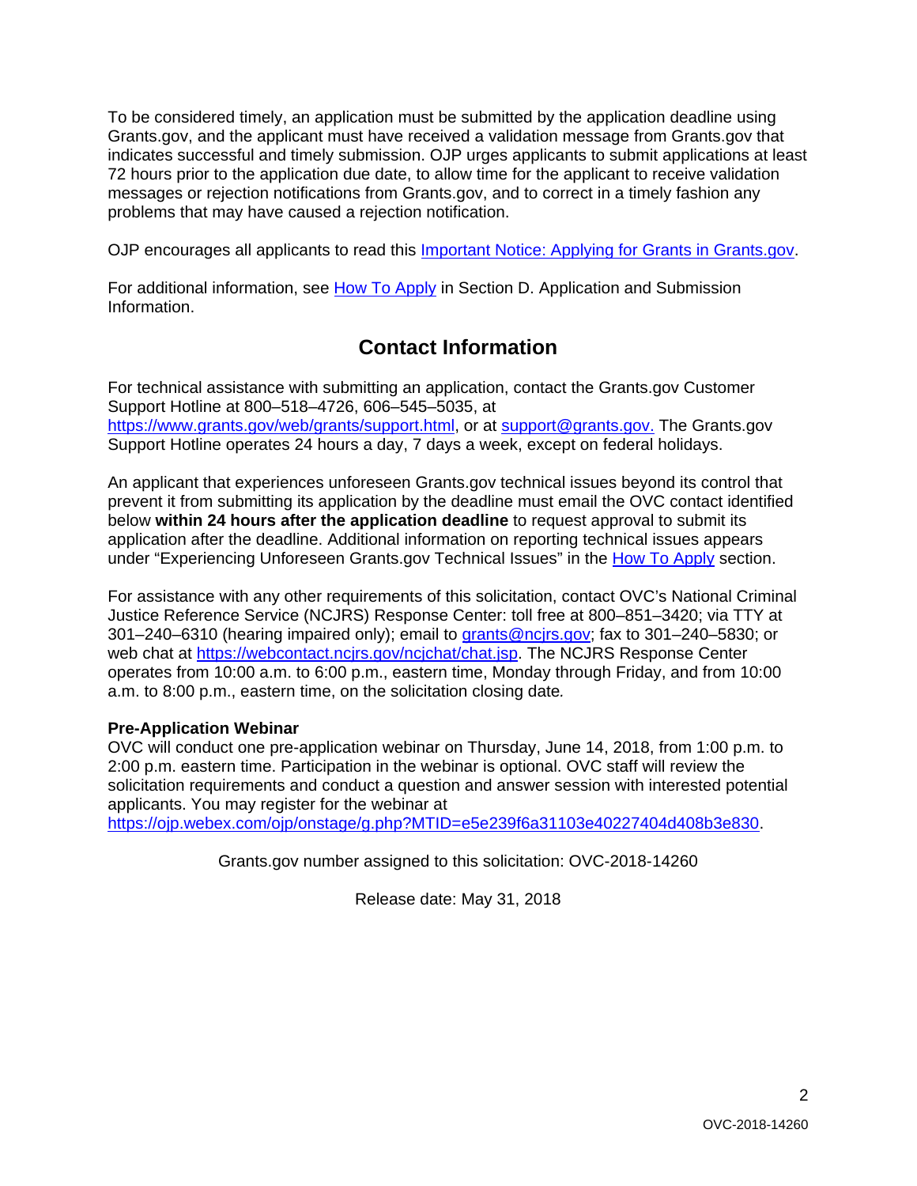To be considered timely, an application must be submitted by the application deadline using Grants.gov, and the applicant must have received a validation message from Grants.gov that indicates successful and timely submission. OJP urges applicants to submit applications at least 72 hours prior to the application due date, to allow time for the applicant to receive validation messages or rejection notifications from Grants.gov, and to correct in a timely fashion any problems that may have caused a rejection notification.

OJP encourages all applicants to read this Important Notice: Applying for Grants in Grants.gov.

For additional information, see How To Apply in Section D. Application and Submission Information.

## Contact Information

For technical assistance with submitting an application, contact the Grants.gov Customer Support Hotline at 800–518–4726, 606–545–5035, at https://www.grants.gov/web/grants/support.html, or at support@grants.gov. The Grants.gov Support Hotline operates 24 hours a day, 7 days a week, except on federal holidays.

An applicant that experiences unforeseen Grants.gov technical issues beyond its control that prevent it from submitting its application by the deadline must email the OVC contact identified below **within 24 hours after the application deadline** to request approval to submit its application after the deadline. Additional information on reporting technical issues appears under "Experiencing Unforeseen Grants.gov Technical Issues" in the How To Apply section.

For assistance with any other requirements of this solicitation, contact OVC's National Criminal Justice Reference Service (NCJRS) Response Center: toll free at 800–851–3420; via TTY at 301–240–6310 (hearing impaired only); email to grants@ncjrs.gov; fax to 301–240–5830; or web chat at https://webcontact.ncjrs.gov/ncjchat/chat.jsp. The NCJRS Response Center operates from 10:00 a.m. to 6:00 p.m., eastern time, Monday through Friday, and from 10:00 a.m. to 8:00 p.m., eastern time, on the solicitation closing date.

**Pre-Application Webinar**
OVC will conduct one pre-application webinar on Thursday, June 14, 2018, from 1:00 p.m. to 2:00 p.m. eastern time. Participation in the webinar is optional. OVC staff will review the solicitation requirements and conduct a question and answer session with interested potential applicants. You may register for the webinar at https://ojp.webex.com/ojp/onstage/g.php?MTID=e5e239f6a31103e40227404d408b3e830.

Grants.gov number assigned to this solicitation: OVC-2018-14260

Release date: May 31, 2018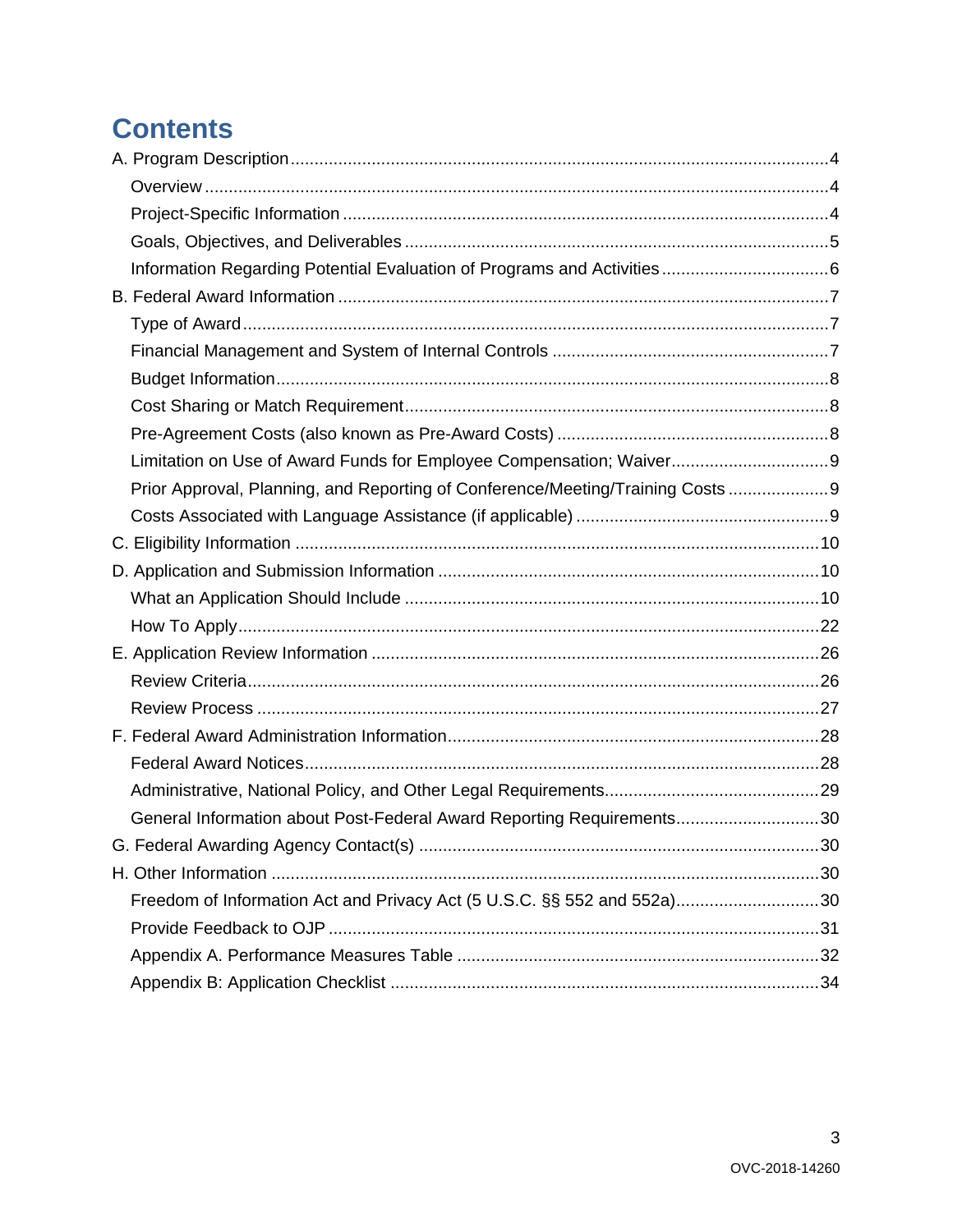# Contents

A. Program Description ... 4
- Overview ... 4
- Project-Specific Information ... 4
- Goals, Objectives, and Deliverables ... 5
- Information Regarding Potential Evaluation of Programs and Activities ... 6

B. Federal Award Information ... 7
- Type of Award ... 7
- Financial Management and System of Internal Controls ... 7
- Budget Information ... 8
- Cost Sharing or Match Requirement ... 8
- Pre-Agreement Costs (also known as Pre-Award Costs) ... 8
- Limitation on Use of Award Funds for Employee Compensation; Waiver ... 9
- Prior Approval, Planning, and Reporting of Conference/Meeting/Training Costs ... 9
- Costs Associated with Language Assistance (if applicable) ... 9

C. Eligibility Information ... 10

D. Application and Submission Information ... 10
- What an Application Should Include ... 10
- How To Apply ... 22

E. Application Review Information ... 26
- Review Criteria ... 26
- Review Process ... 27

F. Federal Award Administration Information ... 28
- Federal Award Notices ... 28
- Administrative, National Policy, and Other Legal Requirements ... 29
- General Information about Post-Federal Award Reporting Requirements ... 30

G. Federal Awarding Agency Contact(s) ... 30

H. Other Information ... 30
- Freedom of Information Act and Privacy Act (5 U.S.C. §§ 552 and 552a) ... 30
- Provide Feedback to OJP ... 31
- Appendix A. Performance Measures Table ... 32
- Appendix B: Application Checklist ... 34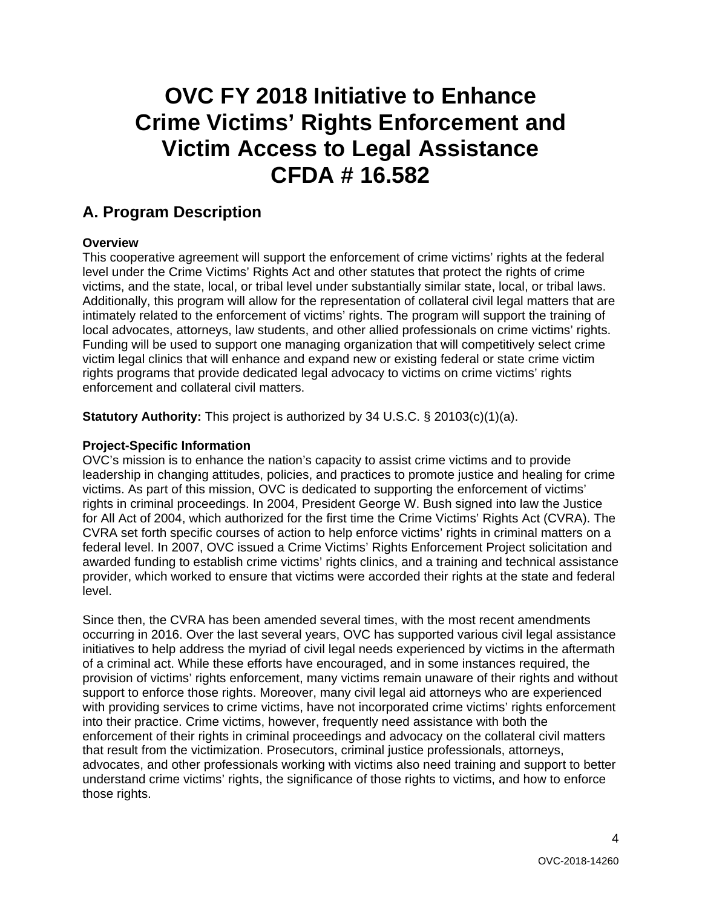# OVC FY 2018 Initiative to Enhance Crime Victims' Rights Enforcement and Victim Access to Legal Assistance CFDA # 16.582

## A. Program Description

**Overview**

This cooperative agreement will support the enforcement of crime victims' rights at the federal level under the Crime Victims' Rights Act and other statutes that protect the rights of crime victims, and the state, local, or tribal level under substantially similar state, local, or tribal laws. Additionally, this program will allow for the representation of collateral civil legal matters that are intimately related to the enforcement of victims' rights. The program will support the training of local advocates, attorneys, law students, and other allied professionals on crime victims' rights. Funding will be used to support one managing organization that will competitively select crime victim legal clinics that will enhance and expand new or existing federal or state crime victim rights programs that provide dedicated legal advocacy to victims on crime victims' rights enforcement and collateral civil matters.

**Statutory Authority:** This project is authorized by 34 U.S.C. § 20103(c)(1)(a).

**Project-Specific Information**

OVC's mission is to enhance the nation's capacity to assist crime victims and to provide leadership in changing attitudes, policies, and practices to promote justice and healing for crime victims. As part of this mission, OVC is dedicated to supporting the enforcement of victims' rights in criminal proceedings. In 2004, President George W. Bush signed into law the Justice for All Act of 2004, which authorized for the first time the Crime Victims' Rights Act (CVRA). The CVRA set forth specific courses of action to help enforce victims' rights in criminal matters on a federal level. In 2007, OVC issued a Crime Victims' Rights Enforcement Project solicitation and awarded funding to establish crime victims' rights clinics, and a training and technical assistance provider, which worked to ensure that victims were accorded their rights at the state and federal level.

Since then, the CVRA has been amended several times, with the most recent amendments occurring in 2016. Over the last several years, OVC has supported various civil legal assistance initiatives to help address the myriad of civil legal needs experienced by victims in the aftermath of a criminal act. While these efforts have encouraged, and in some instances required, the provision of victims' rights enforcement, many victims remain unaware of their rights and without support to enforce those rights. Moreover, many civil legal aid attorneys who are experienced with providing services to crime victims, have not incorporated crime victims' rights enforcement into their practice. Crime victims, however, frequently need assistance with both the enforcement of their rights in criminal proceedings and advocacy on the collateral civil matters that result from the victimization. Prosecutors, criminal justice professionals, attorneys, advocates, and other professionals working with victims also need training and support to better understand crime victims' rights, the significance of those rights to victims, and how to enforce those rights.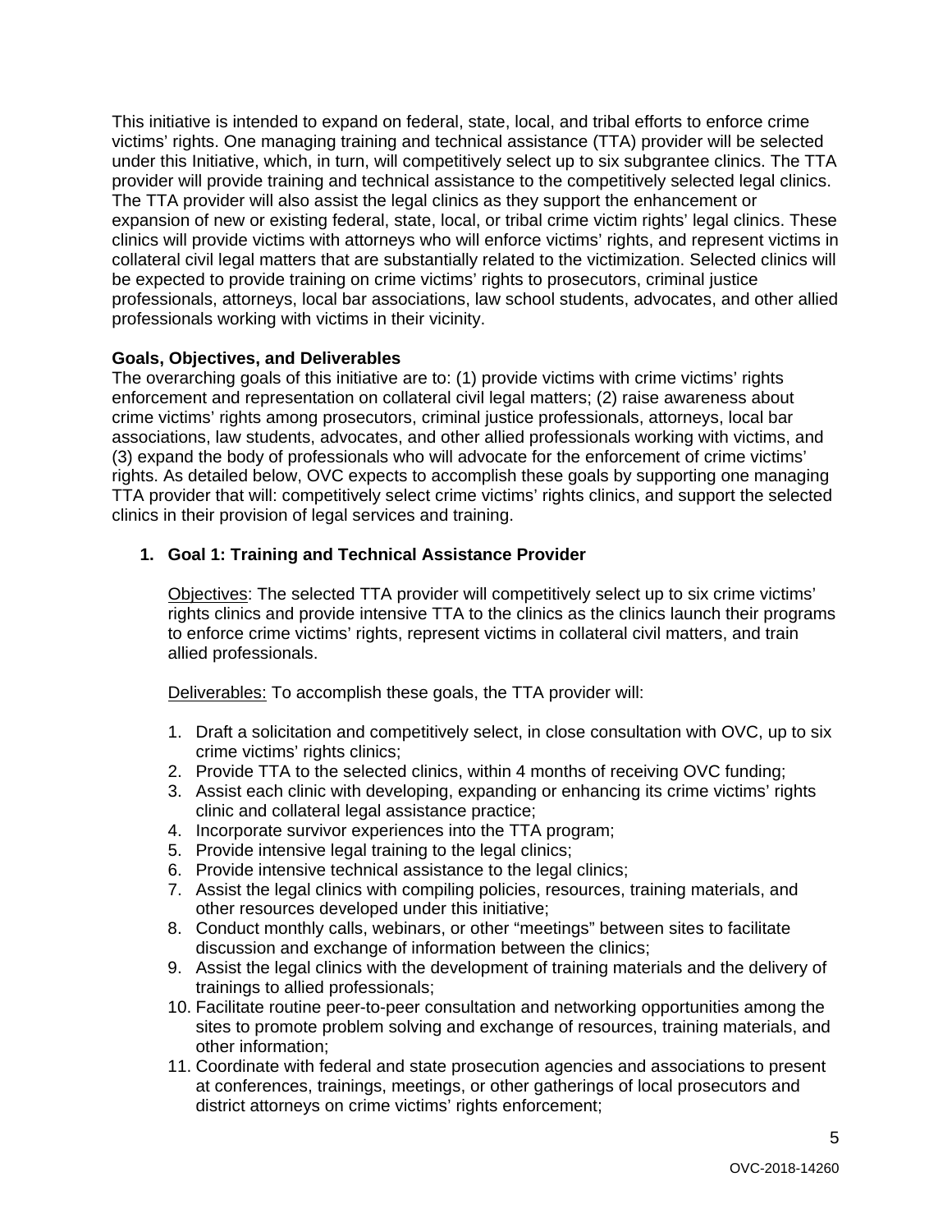This initiative is intended to expand on federal, state, local, and tribal efforts to enforce crime victims' rights. One managing training and technical assistance (TTA) provider will be selected under this Initiative, which, in turn, will competitively select up to six subgrantee clinics. The TTA provider will provide training and technical assistance to the competitively selected legal clinics. The TTA provider will also assist the legal clinics as they support the enhancement or expansion of new or existing federal, state, local, or tribal crime victim rights' legal clinics. These clinics will provide victims with attorneys who will enforce victims' rights, and represent victims in collateral civil legal matters that are substantially related to the victimization. Selected clinics will be expected to provide training on crime victims' rights to prosecutors, criminal justice professionals, attorneys, local bar associations, law school students, advocates, and other allied professionals working with victims in their vicinity.

**Goals, Objectives, and Deliverables**

The overarching goals of this initiative are to: (1) provide victims with crime victims' rights enforcement and representation on collateral civil legal matters; (2) raise awareness about crime victims' rights among prosecutors, criminal justice professionals, attorneys, local bar associations, law students, advocates, and other allied professionals working with victims, and (3) expand the body of professionals who will advocate for the enforcement of crime victims' rights. As detailed below, OVC expects to accomplish these goals by supporting one managing TTA provider that will: competitively select crime victims' rights clinics, and support the selected clinics in their provision of legal services and training.

1. **Goal 1: Training and Technical Assistance Provider**

   Objectives: The selected TTA provider will competitively select up to six crime victims' rights clinics and provide intensive TTA to the clinics as the clinics launch their programs to enforce crime victims' rights, represent victims in collateral civil matters, and train allied professionals.

   Deliverables: To accomplish these goals, the TTA provider will:

   1. Draft a solicitation and competitively select, in close consultation with OVC, up to six crime victims' rights clinics;
   2. Provide TTA to the selected clinics, within 4 months of receiving OVC funding;
   3. Assist each clinic with developing, expanding or enhancing its crime victims' rights clinic and collateral legal assistance practice;
   4. Incorporate survivor experiences into the TTA program;
   5. Provide intensive legal training to the legal clinics;
   6. Provide intensive technical assistance to the legal clinics;
   7. Assist the legal clinics with compiling policies, resources, training materials, and other resources developed under this initiative;
   8. Conduct monthly calls, webinars, or other "meetings" between sites to facilitate discussion and exchange of information between the clinics;
   9. Assist the legal clinics with the development of training materials and the delivery of trainings to allied professionals;
   10. Facilitate routine peer-to-peer consultation and networking opportunities among the sites to promote problem solving and exchange of resources, training materials, and other information;
   11. Coordinate with federal and state prosecution agencies and associations to present at conferences, trainings, meetings, or other gatherings of local prosecutors and district attorneys on crime victims' rights enforcement;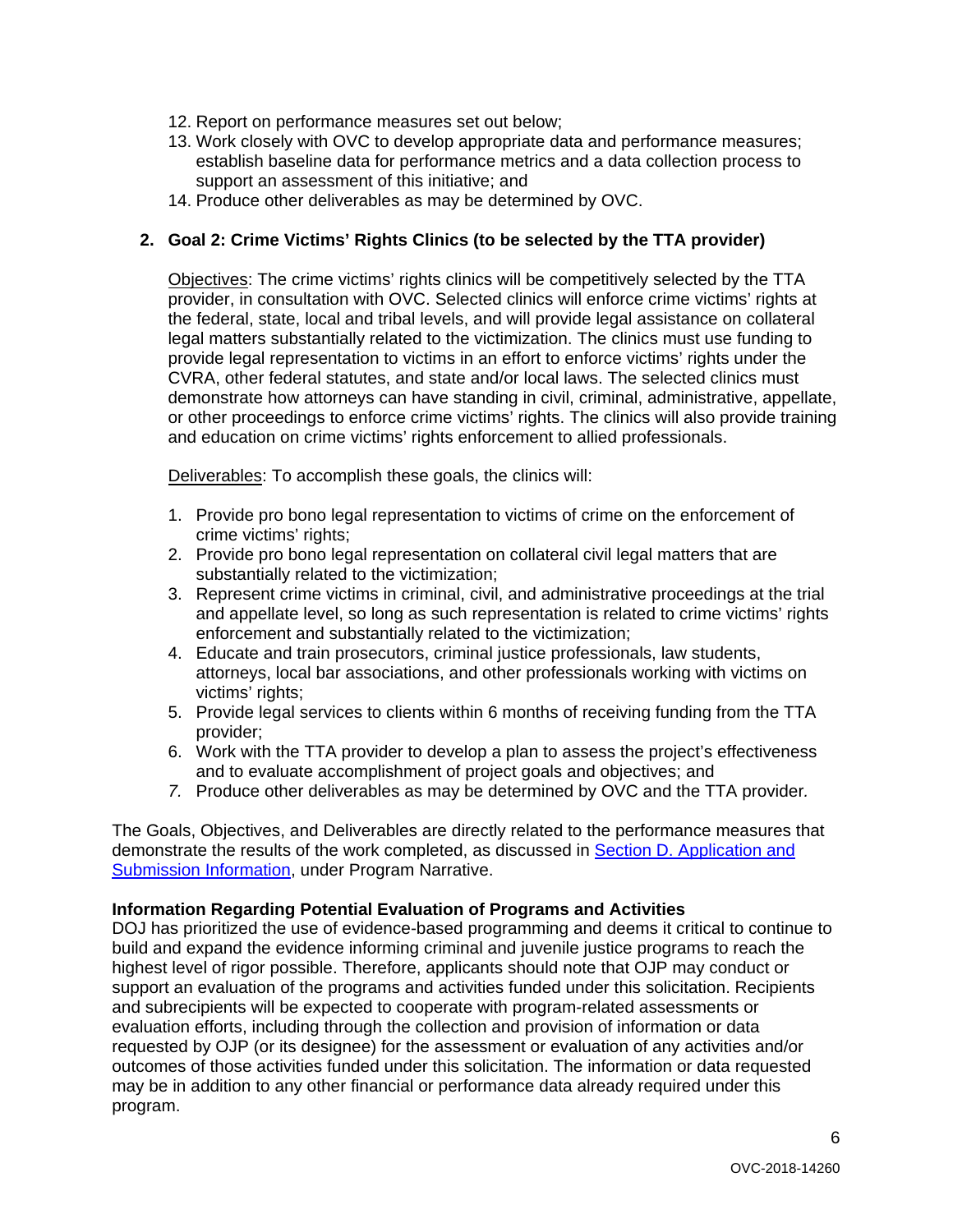12. Report on performance measures set out below;
13. Work closely with OVC to develop appropriate data and performance measures; establish baseline data for performance metrics and a data collection process to support an assessment of this initiative; and
14. Produce other deliverables as may be determined by OVC.

2. **Goal 2: Crime Victims' Rights Clinics (to be selected by the TTA provider)**

   Objectives: The crime victims' rights clinics will be competitively selected by the TTA provider, in consultation with OVC. Selected clinics will enforce crime victims' rights at the federal, state, local and tribal levels, and will provide legal assistance on collateral legal matters substantially related to the victimization. The clinics must use funding to provide legal representation to victims in an effort to enforce victims' rights under the CVRA, other federal statutes, and state and/or local laws. The selected clinics must demonstrate how attorneys can have standing in civil, criminal, administrative, appellate, or other proceedings to enforce crime victims' rights. The clinics will also provide training and education on crime victims' rights enforcement to allied professionals.

   Deliverables: To accomplish these goals, the clinics will:

   1. Provide pro bono legal representation to victims of crime on the enforcement of crime victims' rights;
   2. Provide pro bono legal representation on collateral civil legal matters that are substantially related to the victimization;
   3. Represent crime victims in criminal, civil, and administrative proceedings at the trial and appellate level, so long as such representation is related to crime victims' rights enforcement and substantially related to the victimization;
   4. Educate and train prosecutors, criminal justice professionals, law students, attorneys, local bar associations, and other professionals working with victims on victims' rights;
   5. Provide legal services to clients within 6 months of receiving funding from the TTA provider;
   6. Work with the TTA provider to develop a plan to assess the project's effectiveness and to evaluate accomplishment of project goals and objectives; and
   7. Produce other deliverables as may be determined by OVC and the TTA provider.

The Goals, Objectives, and Deliverables are directly related to the performance measures that demonstrate the results of the work completed, as discussed in Section D. Application and Submission Information, under Program Narrative.

**Information Regarding Potential Evaluation of Programs and Activities**
DOJ has prioritized the use of evidence-based programming and deems it critical to continue to build and expand the evidence informing criminal and juvenile justice programs to reach the highest level of rigor possible. Therefore, applicants should note that OJP may conduct or support an evaluation of the programs and activities funded under this solicitation. Recipients and subrecipients will be expected to cooperate with program-related assessments or evaluation efforts, including through the collection and provision of information or data requested by OJP (or its designee) for the assessment or evaluation of any activities and/or outcomes of those activities funded under this solicitation. The information or data requested may be in addition to any other financial or performance data already required under this program.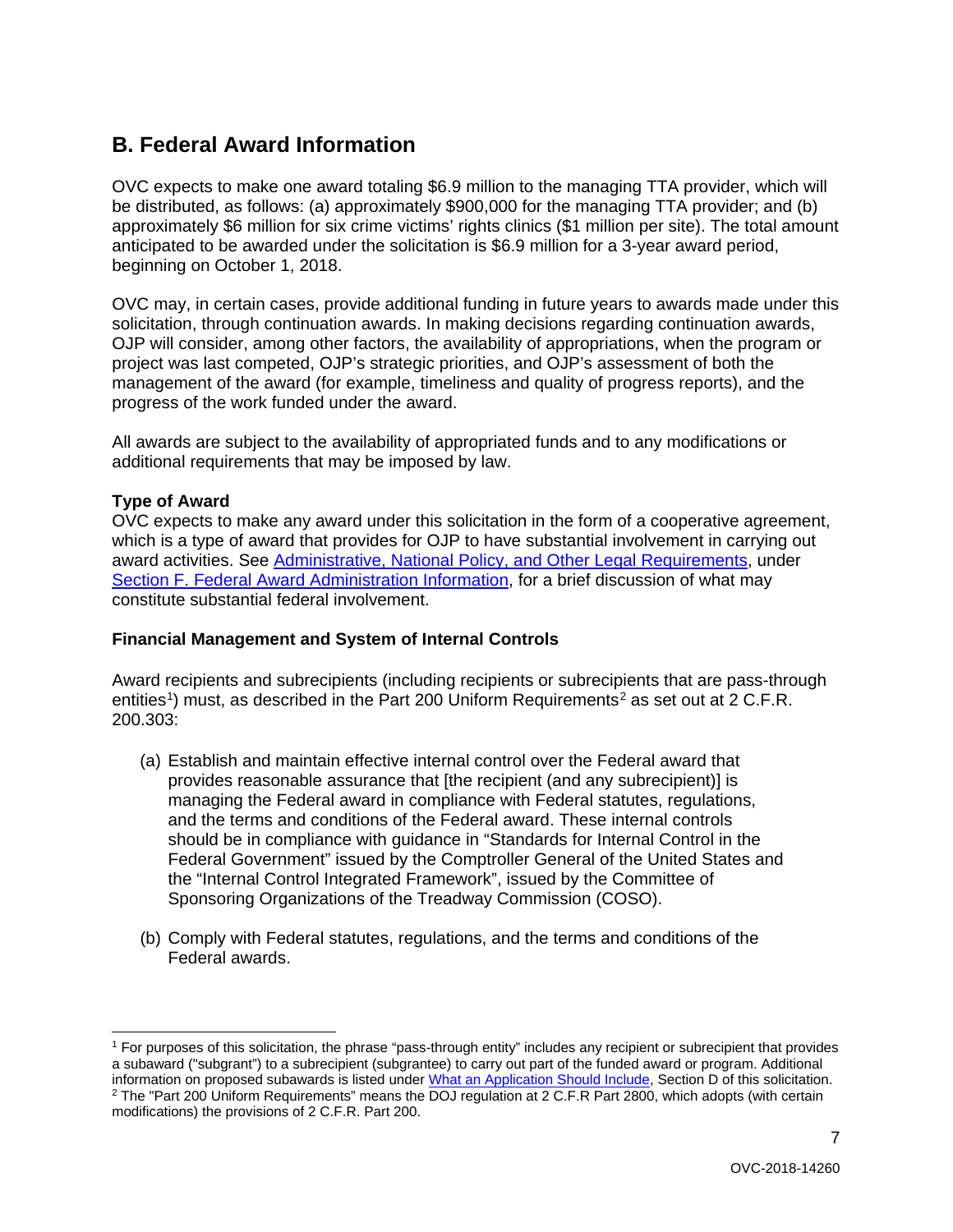## B. Federal Award Information

OVC expects to make one award totaling $6.9 million to the managing TTA provider, which will be distributed, as follows: (a) approximately $900,000 for the managing TTA provider; and (b) approximately $6 million for six crime victims' rights clinics ($1 million per site). The total amount anticipated to be awarded under the solicitation is $6.9 million for a 3-year award period, beginning on October 1, 2018.

OVC may, in certain cases, provide additional funding in future years to awards made under this solicitation, through continuation awards. In making decisions regarding continuation awards, OJP will consider, among other factors, the availability of appropriations, when the program or project was last competed, OJP's strategic priorities, and OJP's assessment of both the management of the award (for example, timeliness and quality of progress reports), and the progress of the work funded under the award.

All awards are subject to the availability of appropriated funds and to any modifications or additional requirements that may be imposed by law.

**Type of Award**
OVC expects to make any award under this solicitation in the form of a cooperative agreement, which is a type of award that provides for OJP to have substantial involvement in carrying out award activities. See Administrative, National Policy, and Other Legal Requirements, under Section F. Federal Award Administration Information, for a brief discussion of what may constitute substantial federal involvement.

**Financial Management and System of Internal Controls**

Award recipients and subrecipients (including recipients or subrecipients that are pass-through entities[1]) must, as described in the Part 200 Uniform Requirements[2] as set out at 2 C.F.R. 200.303:

(a) Establish and maintain effective internal control over the Federal award that provides reasonable assurance that [the recipient (and any subrecipient)] is managing the Federal award in compliance with Federal statutes, regulations, and the terms and conditions of the Federal award. These internal controls should be in compliance with guidance in "Standards for Internal Control in the Federal Government" issued by the Comptroller General of the United States and the "Internal Control Integrated Framework", issued by the Committee of Sponsoring Organizations of the Treadway Commission (COSO).

(b) Comply with Federal statutes, regulations, and the terms and conditions of the Federal awards.

---

[1] For purposes of this solicitation, the phrase "pass-through entity" includes any recipient or subrecipient that provides a subaward ("subgrant") to a subrecipient (subgrantee) to carry out part of the funded award or program. Additional information on proposed subawards is listed under What an Application Should Include, Section D of this solicitation.

[2] The "Part 200 Uniform Requirements" means the DOJ regulation at 2 C.F.R Part 2800, which adopts (with certain modifications) the provisions of 2 C.F.R. Part 200.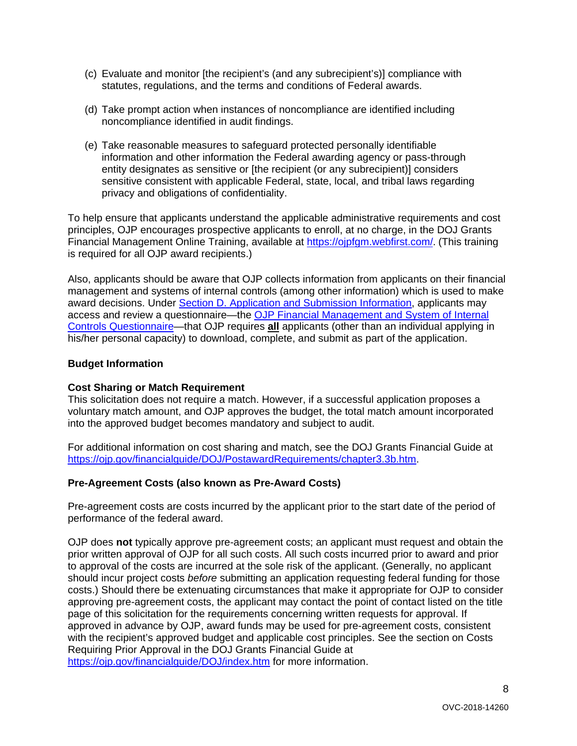(c) Evaluate and monitor [the recipient's (and any subrecipient's)] compliance with statutes, regulations, and the terms and conditions of Federal awards.

(d) Take prompt action when instances of noncompliance are identified including noncompliance identified in audit findings.

(e) Take reasonable measures to safeguard protected personally identifiable information and other information the Federal awarding agency or pass-through entity designates as sensitive or [the recipient (or any subrecipient)] considers sensitive consistent with applicable Federal, state, local, and tribal laws regarding privacy and obligations of confidentiality.

To help ensure that applicants understand the applicable administrative requirements and cost principles, OJP encourages prospective applicants to enroll, at no charge, in the DOJ Grants Financial Management Online Training, available at [https://ojpfgm.webfirst.com/](https://ojpfgm.webfirst.com/). (This training is required for all OJP award recipients.)

Also, applicants should be aware that OJP collects information from applicants on their financial management and systems of internal controls (among other information) which is used to make award decisions. Under Section D. Application and Submission Information, applicants may access and review a questionnaire—the OJP Financial Management and System of Internal Controls Questionnaire—that OJP requires **all** applicants (other than an individual applying in his/her personal capacity) to download, complete, and submit as part of the application.

**Budget Information**

**Cost Sharing or Match Requirement**

This solicitation does not require a match. However, if a successful application proposes a voluntary match amount, and OJP approves the budget, the total match amount incorporated into the approved budget becomes mandatory and subject to audit.

For additional information on cost sharing and match, see the DOJ Grants Financial Guide at [https://ojp.gov/financialguide/DOJ/PostawardRequirements/chapter3.3b.htm](https://ojp.gov/financialguide/DOJ/PostawardRequirements/chapter3.3b.htm).

**Pre-Agreement Costs (also known as Pre-Award Costs)**

Pre-agreement costs are costs incurred by the applicant prior to the start date of the period of performance of the federal award.

OJP does **not** typically approve pre-agreement costs; an applicant must request and obtain the prior written approval of OJP for all such costs. All such costs incurred prior to award and prior to approval of the costs are incurred at the sole risk of the applicant. (Generally, no applicant should incur project costs *before* submitting an application requesting federal funding for those costs.) Should there be extenuating circumstances that make it appropriate for OJP to consider approving pre-agreement costs, the applicant may contact the point of contact listed on the title page of this solicitation for the requirements concerning written requests for approval. If approved in advance by OJP, award funds may be used for pre-agreement costs, consistent with the recipient's approved budget and applicable cost principles. See the section on Costs Requiring Prior Approval in the DOJ Grants Financial Guide at [https://ojp.gov/financialguide/DOJ/index.htm](https://ojp.gov/financialguide/DOJ/index.htm) for more information.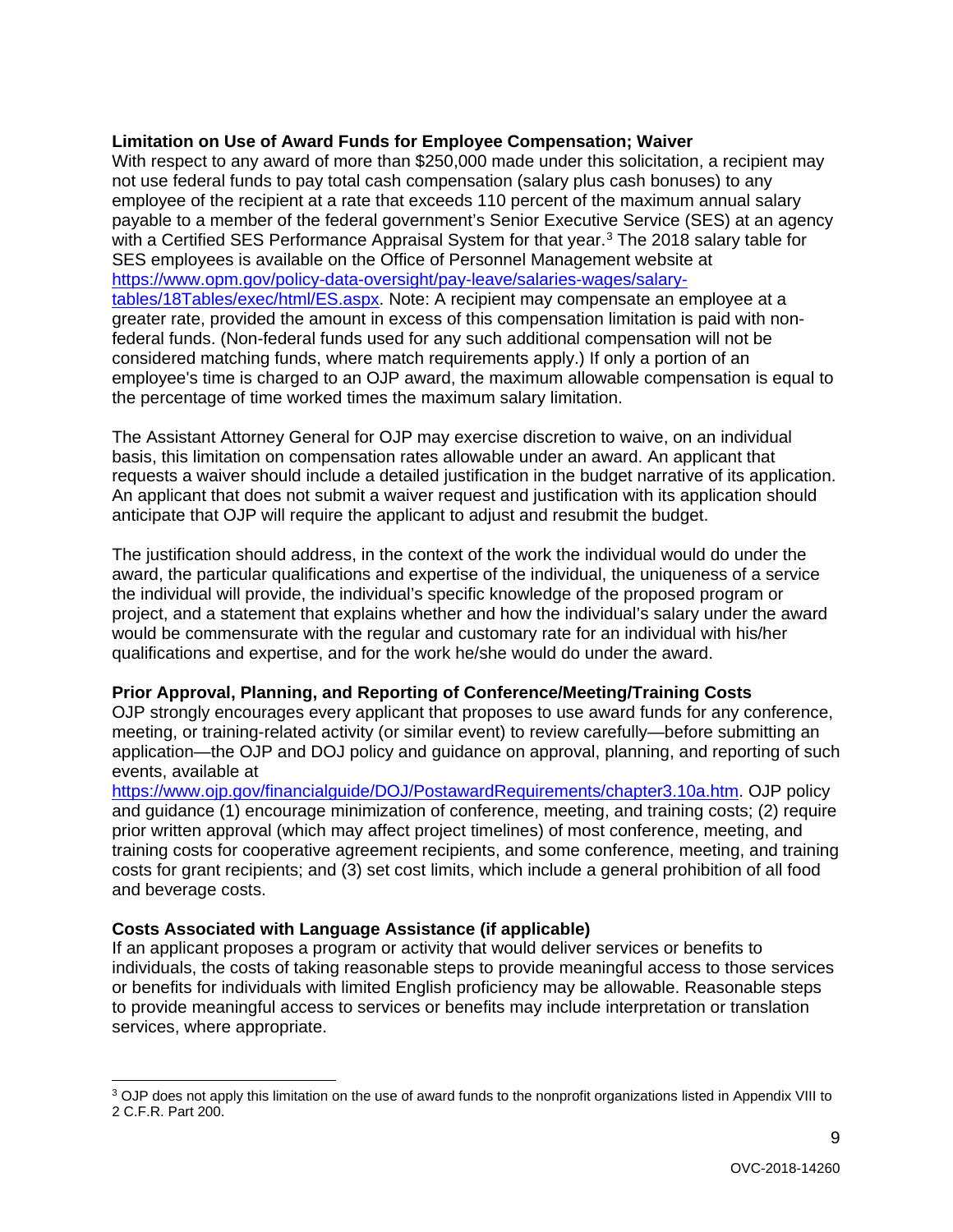**Limitation on Use of Award Funds for Employee Compensation; Waiver**

With respect to any award of more than $250,000 made under this solicitation, a recipient may not use federal funds to pay total cash compensation (salary plus cash bonuses) to any employee of the recipient at a rate that exceeds 110 percent of the maximum annual salary payable to a member of the federal government's Senior Executive Service (SES) at an agency with a Certified SES Performance Appraisal System for that year.[3] The 2018 salary table for SES employees is available on the Office of Personnel Management website at [https://www.opm.gov/policy-data-oversight/pay-leave/salaries-wages/salary-tables/18Tables/exec/html/ES.aspx](https://www.opm.gov/policy-data-oversight/pay-leave/salaries-wages/salary-tables/18Tables/exec/html/ES.aspx). Note: A recipient may compensate an employee at a greater rate, provided the amount in excess of this compensation limitation is paid with non-federal funds. (Non-federal funds used for any such additional compensation will not be considered matching funds, where match requirements apply.) If only a portion of an employee's time is charged to an OJP award, the maximum allowable compensation is equal to the percentage of time worked times the maximum salary limitation.

The Assistant Attorney General for OJP may exercise discretion to waive, on an individual basis, this limitation on compensation rates allowable under an award. An applicant that requests a waiver should include a detailed justification in the budget narrative of its application. An applicant that does not submit a waiver request and justification with its application should anticipate that OJP will require the applicant to adjust and resubmit the budget.

The justification should address, in the context of the work the individual would do under the award, the particular qualifications and expertise of the individual, the uniqueness of a service the individual will provide, the individual's specific knowledge of the proposed program or project, and a statement that explains whether and how the individual's salary under the award would be commensurate with the regular and customary rate for an individual with his/her qualifications and expertise, and for the work he/she would do under the award.

**Prior Approval, Planning, and Reporting of Conference/Meeting/Training Costs**

OJP strongly encourages every applicant that proposes to use award funds for any conference, meeting, or training-related activity (or similar event) to review carefully—before submitting an application—the OJP and DOJ policy and guidance on approval, planning, and reporting of such events, available at [https://www.ojp.gov/financialguide/DOJ/PostawardRequirements/chapter3.10a.htm](https://www.ojp.gov/financialguide/DOJ/PostawardRequirements/chapter3.10a.htm). OJP policy and guidance (1) encourage minimization of conference, meeting, and training costs; (2) require prior written approval (which may affect project timelines) of most conference, meeting, and training costs for cooperative agreement recipients, and some conference, meeting, and training costs for grant recipients; and (3) set cost limits, which include a general prohibition of all food and beverage costs.

**Costs Associated with Language Assistance (if applicable)**

If an applicant proposes a program or activity that would deliver services or benefits to individuals, the costs of taking reasonable steps to provide meaningful access to those services or benefits for individuals with limited English proficiency may be allowable. Reasonable steps to provide meaningful access to services or benefits may include interpretation or translation services, where appropriate.

---

[3] OJP does not apply this limitation on the use of award funds to the nonprofit organizations listed in Appendix VIII to 2 C.F.R. Part 200.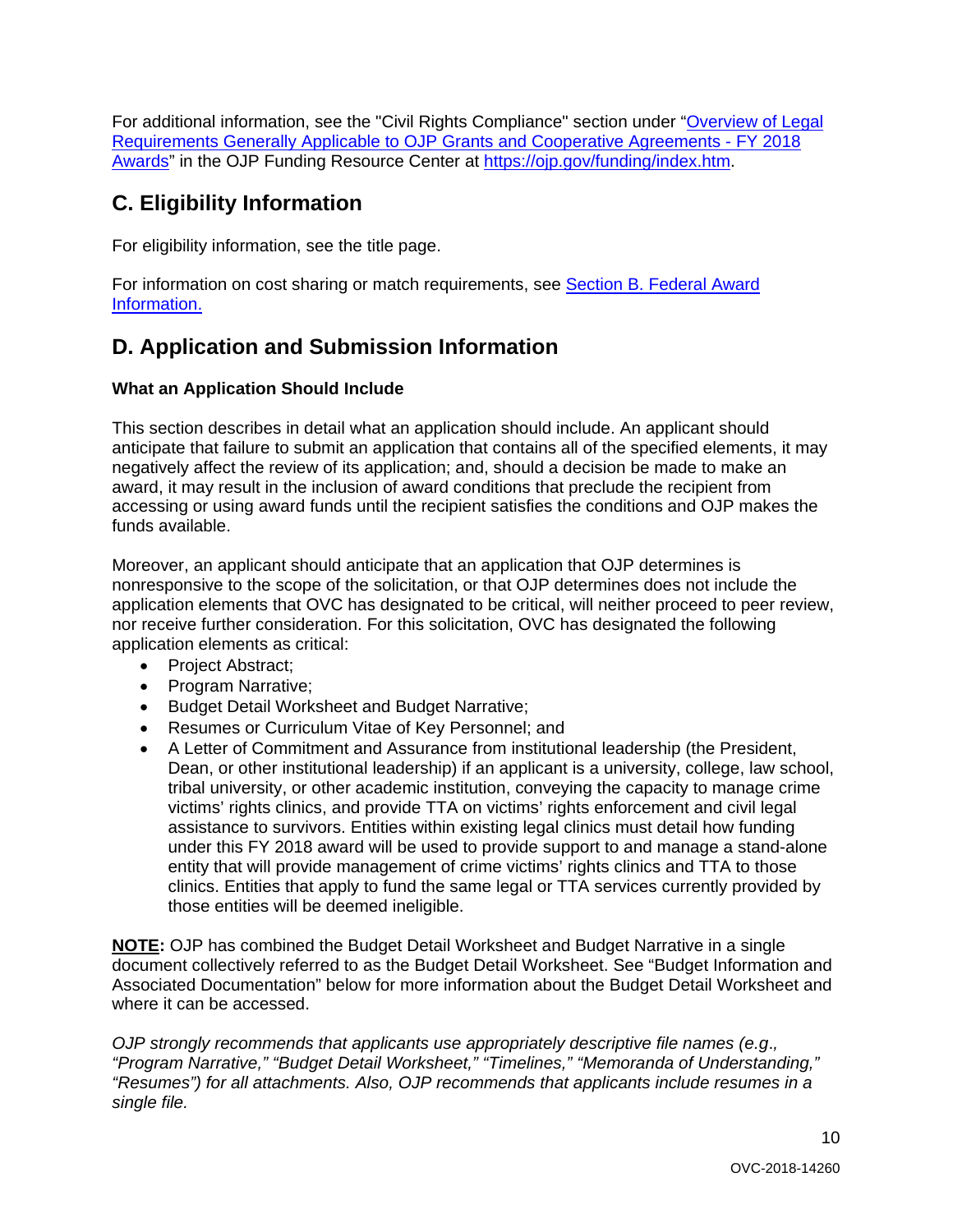For additional information, see the "Civil Rights Compliance" section under "Overview of Legal Requirements Generally Applicable to OJP Grants and Cooperative Agreements - FY 2018 Awards" in the OJP Funding Resource Center at https://ojp.gov/funding/index.htm.

## C. Eligibility Information

For eligibility information, see the title page.

For information on cost sharing or match requirements, see Section B. Federal Award Information.

## D. Application and Submission Information

**What an Application Should Include**

This section describes in detail what an application should include. An applicant should anticipate that failure to submit an application that contains all of the specified elements, it may negatively affect the review of its application; and, should a decision be made to make an award, it may result in the inclusion of award conditions that preclude the recipient from accessing or using award funds until the recipient satisfies the conditions and OJP makes the funds available.

Moreover, an applicant should anticipate that an application that OJP determines is nonresponsive to the scope of the solicitation, or that OJP determines does not include the application elements that OVC has designated to be critical, will neither proceed to peer review, nor receive further consideration. For this solicitation, OVC has designated the following application elements as critical:

- Project Abstract;
- Program Narrative;
- Budget Detail Worksheet and Budget Narrative;
- Resumes or Curriculum Vitae of Key Personnel; and
- A Letter of Commitment and Assurance from institutional leadership (the President, Dean, or other institutional leadership) if an applicant is a university, college, law school, tribal university, or other academic institution, conveying the capacity to manage crime victims' rights clinics, and provide TTA on victims' rights enforcement and civil legal assistance to survivors. Entities within existing legal clinics must detail how funding under this FY 2018 award will be used to provide support to and manage a stand-alone entity that will provide management of crime victims' rights clinics and TTA to those clinics. Entities that apply to fund the same legal or TTA services currently provided by those entities will be deemed ineligible.

**NOTE:** OJP has combined the Budget Detail Worksheet and Budget Narrative in a single document collectively referred to as the Budget Detail Worksheet. See "Budget Information and Associated Documentation" below for more information about the Budget Detail Worksheet and where it can be accessed.

*OJP strongly recommends that applicants use appropriately descriptive file names (e.g., "Program Narrative," "Budget Detail Worksheet," "Timelines," "Memoranda of Understanding," "Resumes") for all attachments. Also, OJP recommends that applicants include resumes in a single file.*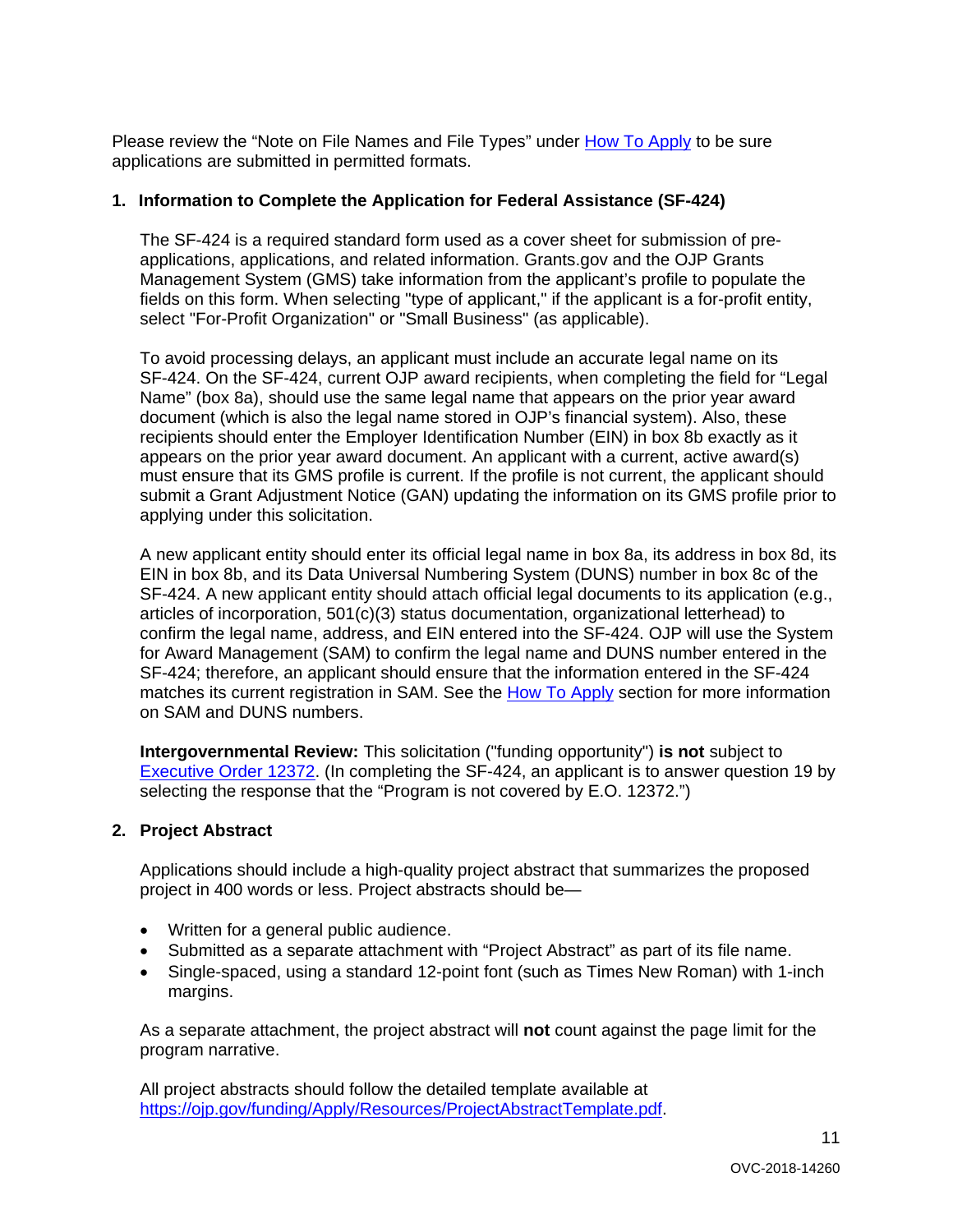Please review the “Note on File Names and File Types” under How To Apply to be sure applications are submitted in permitted formats.

**1. Information to Complete the Application for Federal Assistance (SF-424)**

The SF-424 is a required standard form used as a cover sheet for submission of pre-applications, applications, and related information. Grants.gov and the OJP Grants Management System (GMS) take information from the applicant’s profile to populate the fields on this form. When selecting "type of applicant," if the applicant is a for-profit entity, select "For-Profit Organization" or "Small Business" (as applicable).

To avoid processing delays, an applicant must include an accurate legal name on its SF-424. On the SF-424, current OJP award recipients, when completing the field for “Legal Name” (box 8a), should use the same legal name that appears on the prior year award document (which is also the legal name stored in OJP’s financial system). Also, these recipients should enter the Employer Identification Number (EIN) in box 8b exactly as it appears on the prior year award document. An applicant with a current, active award(s) must ensure that its GMS profile is current. If the profile is not current, the applicant should submit a Grant Adjustment Notice (GAN) updating the information on its GMS profile prior to applying under this solicitation.

A new applicant entity should enter its official legal name in box 8a, its address in box 8d, its EIN in box 8b, and its Data Universal Numbering System (DUNS) number in box 8c of the SF-424. A new applicant entity should attach official legal documents to its application (e.g., articles of incorporation, 501(c)(3) status documentation, organizational letterhead) to confirm the legal name, address, and EIN entered into the SF-424. OJP will use the System for Award Management (SAM) to confirm the legal name and DUNS number entered in the SF-424; therefore, an applicant should ensure that the information entered in the SF-424 matches its current registration in SAM. See the How To Apply section for more information on SAM and DUNS numbers.

**Intergovernmental Review:** This solicitation ("funding opportunity") **is not** subject to Executive Order 12372. (In completing the SF-424, an applicant is to answer question 19 by selecting the response that the “Program is not covered by E.O. 12372.”)

**2. Project Abstract**

Applications should include a high-quality project abstract that summarizes the proposed project in 400 words or less. Project abstracts should be—

- Written for a general public audience.
- Submitted as a separate attachment with “Project Abstract” as part of its file name.
- Single-spaced, using a standard 12-point font (such as Times New Roman) with 1-inch margins.

As a separate attachment, the project abstract will **not** count against the page limit for the program narrative.

All project abstracts should follow the detailed template available at https://ojp.gov/funding/Apply/Resources/ProjectAbstractTemplate.pdf.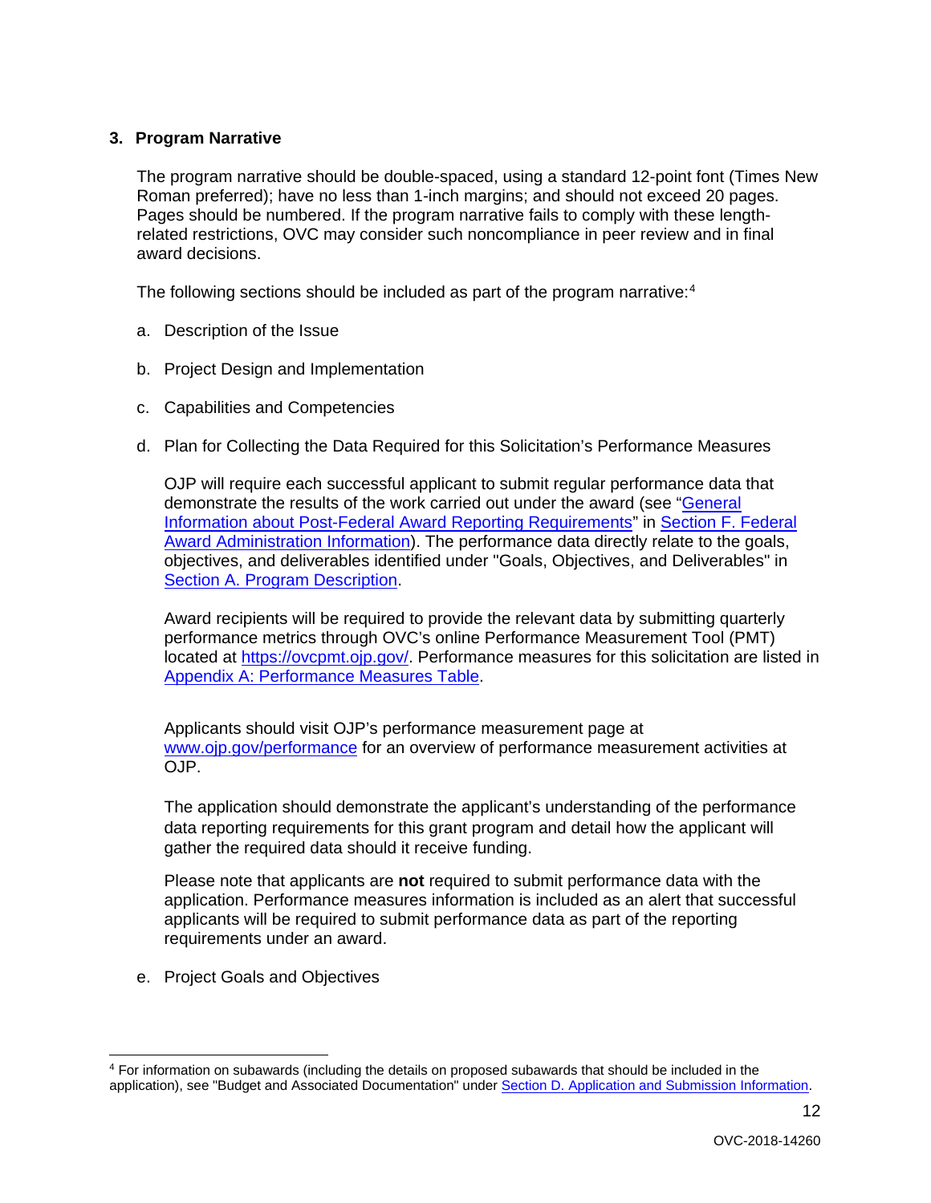### 3. Program Narrative

The program narrative should be double-spaced, using a standard 12-point font (Times New Roman preferred); have no less than 1-inch margins; and should not exceed 20 pages. Pages should be numbered. If the program narrative fails to comply with these length-related restrictions, OVC may consider such noncompliance in peer review and in final award decisions.

The following sections should be included as part of the program narrative:[4]

a. Description of the Issue

b. Project Design and Implementation

c. Capabilities and Competencies

d. Plan for Collecting the Data Required for this Solicitation's Performance Measures

   OJP will require each successful applicant to submit regular performance data that demonstrate the results of the work carried out under the award (see "General Information about Post-Federal Award Reporting Requirements" in Section F. Federal Award Administration Information). The performance data directly relate to the goals, objectives, and deliverables identified under "Goals, Objectives, and Deliverables" in Section A. Program Description.

   Award recipients will be required to provide the relevant data by submitting quarterly performance metrics through OVC's online Performance Measurement Tool (PMT) located at https://ovcpmt.ojp.gov/. Performance measures for this solicitation are listed in Appendix A: Performance Measures Table.

   Applicants should visit OJP's performance measurement page at www.ojp.gov/performance for an overview of performance measurement activities at OJP.

   The application should demonstrate the applicant's understanding of the performance data reporting requirements for this grant program and detail how the applicant will gather the required data should it receive funding.

   Please note that applicants are **not** required to submit performance data with the application. Performance measures information is included as an alert that successful applicants will be required to submit performance data as part of the reporting requirements under an award.

e. Project Goals and Objectives

---

[4] For information on subawards (including the details on proposed subawards that should be included in the application), see "Budget and Associated Documentation" under Section D. Application and Submission Information.

OVC-2018-14260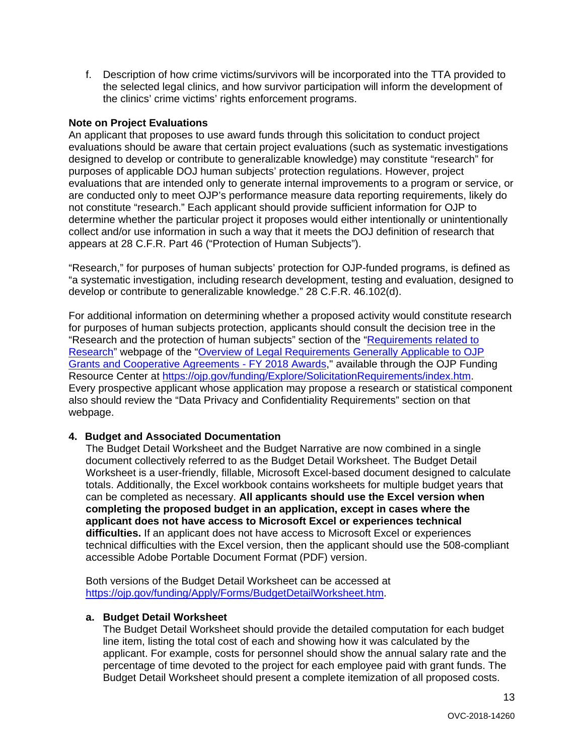f. Description of how crime victims/survivors will be incorporated into the TTA provided to the selected legal clinics, and how survivor participation will inform the development of the clinics' crime victims' rights enforcement programs.

**Note on Project Evaluations**

An applicant that proposes to use award funds through this solicitation to conduct project evaluations should be aware that certain project evaluations (such as systematic investigations designed to develop or contribute to generalizable knowledge) may constitute "research" for purposes of applicable DOJ human subjects' protection regulations. However, project evaluations that are intended only to generate internal improvements to a program or service, or are conducted only to meet OJP's performance measure data reporting requirements, likely do not constitute "research." Each applicant should provide sufficient information for OJP to determine whether the particular project it proposes would either intentionally or unintentionally collect and/or use information in such a way that it meets the DOJ definition of research that appears at 28 C.F.R. Part 46 ("Protection of Human Subjects").

"Research," for purposes of human subjects' protection for OJP-funded programs, is defined as "a systematic investigation, including research development, testing and evaluation, designed to develop or contribute to generalizable knowledge." 28 C.F.R. 46.102(d).

For additional information on determining whether a proposed activity would constitute research for purposes of human subjects protection, applicants should consult the decision tree in the "Research and the protection of human subjects" section of the "Requirements related to Research" webpage of the "Overview of Legal Requirements Generally Applicable to OJP Grants and Cooperative Agreements - FY 2018 Awards," available through the OJP Funding Resource Center at https://ojp.gov/funding/Explore/SolicitationRequirements/index.htm. Every prospective applicant whose application may propose a research or statistical component also should review the "Data Privacy and Confidentiality Requirements" section on that webpage.

**4. Budget and Associated Documentation**

The Budget Detail Worksheet and the Budget Narrative are now combined in a single document collectively referred to as the Budget Detail Worksheet. The Budget Detail Worksheet is a user-friendly, fillable, Microsoft Excel-based document designed to calculate totals. Additionally, the Excel workbook contains worksheets for multiple budget years that can be completed as necessary. **All applicants should use the Excel version when completing the proposed budget in an application, except in cases where the applicant does not have access to Microsoft Excel or experiences technical difficulties.** If an applicant does not have access to Microsoft Excel or experiences technical difficulties with the Excel version, then the applicant should use the 508-compliant accessible Adobe Portable Document Format (PDF) version.

Both versions of the Budget Detail Worksheet can be accessed at https://ojp.gov/funding/Apply/Forms/BudgetDetailWorksheet.htm.

**a. Budget Detail Worksheet**

The Budget Detail Worksheet should provide the detailed computation for each budget line item, listing the total cost of each and showing how it was calculated by the applicant. For example, costs for personnel should show the annual salary rate and the percentage of time devoted to the project for each employee paid with grant funds. The Budget Detail Worksheet should present a complete itemization of all proposed costs.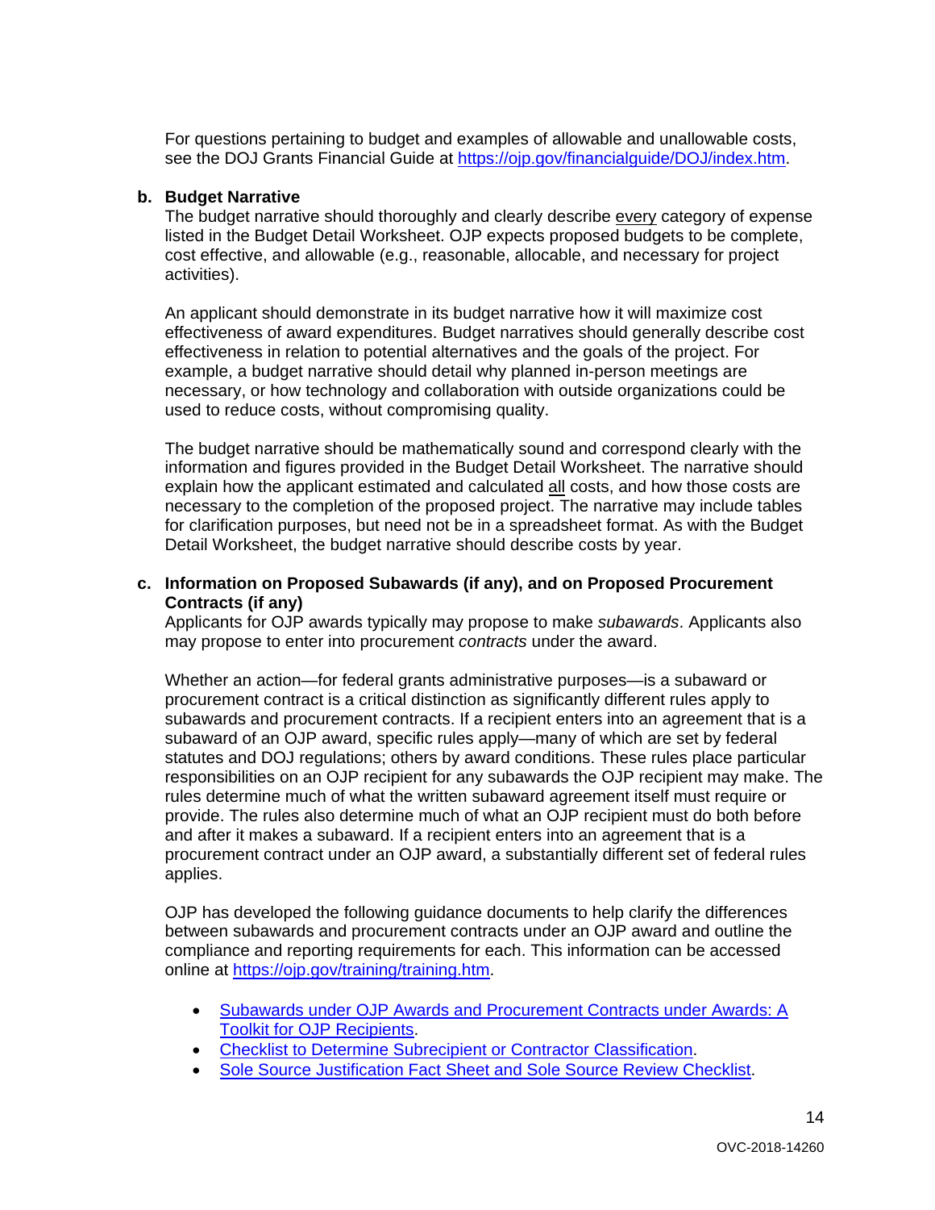For questions pertaining to budget and examples of allowable and unallowable costs, see the DOJ Grants Financial Guide at https://ojp.gov/financialguide/DOJ/index.htm.

**b. Budget Narrative**

The budget narrative should thoroughly and clearly describe every category of expense listed in the Budget Detail Worksheet. OJP expects proposed budgets to be complete, cost effective, and allowable (e.g., reasonable, allocable, and necessary for project activities).

An applicant should demonstrate in its budget narrative how it will maximize cost effectiveness of award expenditures. Budget narratives should generally describe cost effectiveness in relation to potential alternatives and the goals of the project. For example, a budget narrative should detail why planned in-person meetings are necessary, or how technology and collaboration with outside organizations could be used to reduce costs, without compromising quality.

The budget narrative should be mathematically sound and correspond clearly with the information and figures provided in the Budget Detail Worksheet. The narrative should explain how the applicant estimated and calculated all costs, and how those costs are necessary to the completion of the proposed project. The narrative may include tables for clarification purposes, but need not be in a spreadsheet format. As with the Budget Detail Worksheet, the budget narrative should describe costs by year.

**c. Information on Proposed Subawards (if any), and on Proposed Procurement Contracts (if any)**

Applicants for OJP awards typically may propose to make *subawards*. Applicants also may propose to enter into procurement *contracts* under the award.

Whether an action—for federal grants administrative purposes—is a subaward or procurement contract is a critical distinction as significantly different rules apply to subawards and procurement contracts. If a recipient enters into an agreement that is a subaward of an OJP award, specific rules apply—many of which are set by federal statutes and DOJ regulations; others by award conditions. These rules place particular responsibilities on an OJP recipient for any subawards the OJP recipient may make. The rules determine much of what the written subaward agreement itself must require or provide. The rules also determine much of what an OJP recipient must do both before and after it makes a subaward. If a recipient enters into an agreement that is a procurement contract under an OJP award, a substantially different set of federal rules applies.

OJP has developed the following guidance documents to help clarify the differences between subawards and procurement contracts under an OJP award and outline the compliance and reporting requirements for each. This information can be accessed online at https://ojp.gov/training/training.htm.

- Subawards under OJP Awards and Procurement Contracts under Awards: A Toolkit for OJP Recipients.
- Checklist to Determine Subrecipient or Contractor Classification.
- Sole Source Justification Fact Sheet and Sole Source Review Checklist.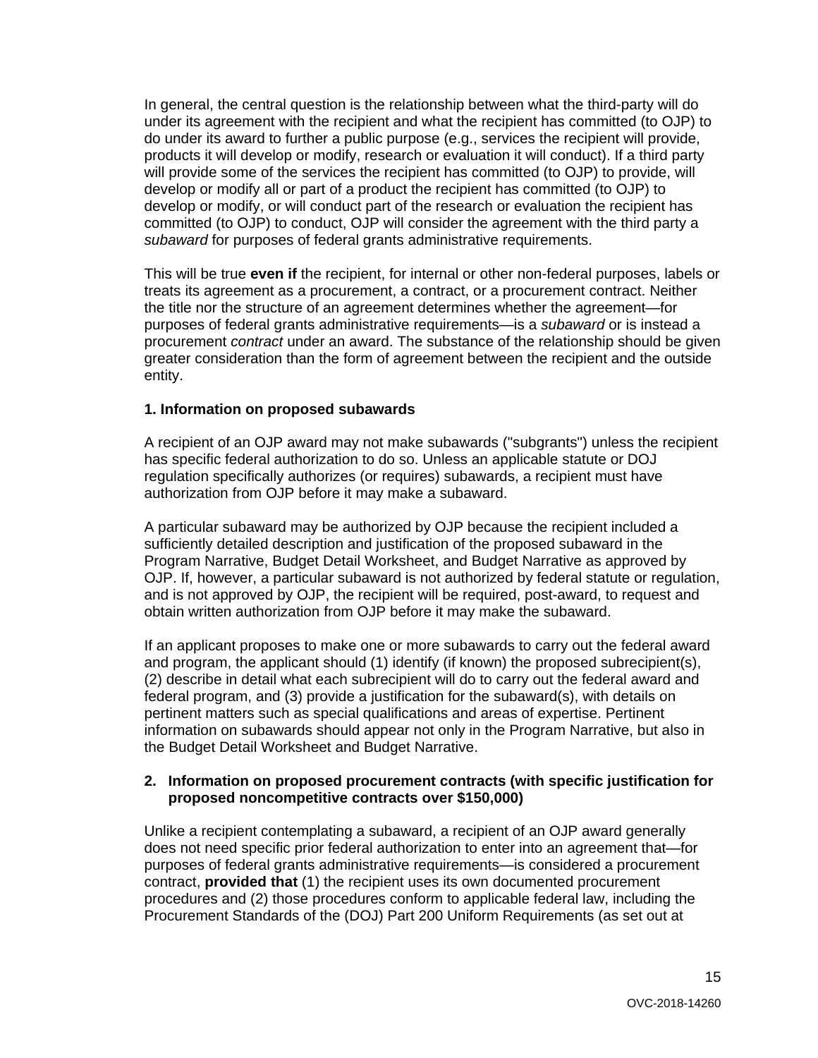In general, the central question is the relationship between what the third-party will do under its agreement with the recipient and what the recipient has committed (to OJP) to do under its award to further a public purpose (e.g., services the recipient will provide, products it will develop or modify, research or evaluation it will conduct). If a third party will provide some of the services the recipient has committed (to OJP) to provide, will develop or modify all or part of a product the recipient has committed (to OJP) to develop or modify, or will conduct part of the research or evaluation the recipient has committed (to OJP) to conduct, OJP will consider the agreement with the third party a *subaward* for purposes of federal grants administrative requirements.

This will be true **even if** the recipient, for internal or other non-federal purposes, labels or treats its agreement as a procurement, a contract, or a procurement contract. Neither the title nor the structure of an agreement determines whether the agreement—for purposes of federal grants administrative requirements—is a *subaward* or is instead a procurement *contract* under an award. The substance of the relationship should be given greater consideration than the form of agreement between the recipient and the outside entity.

**1. Information on proposed subawards**

A recipient of an OJP award may not make subawards ("subgrants") unless the recipient has specific federal authorization to do so. Unless an applicable statute or DOJ regulation specifically authorizes (or requires) subawards, a recipient must have authorization from OJP before it may make a subaward.

A particular subaward may be authorized by OJP because the recipient included a sufficiently detailed description and justification of the proposed subaward in the Program Narrative, Budget Detail Worksheet, and Budget Narrative as approved by OJP. If, however, a particular subaward is not authorized by federal statute or regulation, and is not approved by OJP, the recipient will be required, post-award, to request and obtain written authorization from OJP before it may make the subaward.

If an applicant proposes to make one or more subawards to carry out the federal award and program, the applicant should (1) identify (if known) the proposed subrecipient(s), (2) describe in detail what each subrecipient will do to carry out the federal award and federal program, and (3) provide a justification for the subaward(s), with details on pertinent matters such as special qualifications and areas of expertise. Pertinent information on subawards should appear not only in the Program Narrative, but also in the Budget Detail Worksheet and Budget Narrative.

**2. Information on proposed procurement contracts (with specific justification for proposed noncompetitive contracts over $150,000)**

Unlike a recipient contemplating a subaward, a recipient of an OJP award generally does not need specific prior federal authorization to enter into an agreement that—for purposes of federal grants administrative requirements—is considered a procurement contract, **provided that** (1) the recipient uses its own documented procurement procedures and (2) those procedures conform to applicable federal law, including the Procurement Standards of the (DOJ) Part 200 Uniform Requirements (as set out at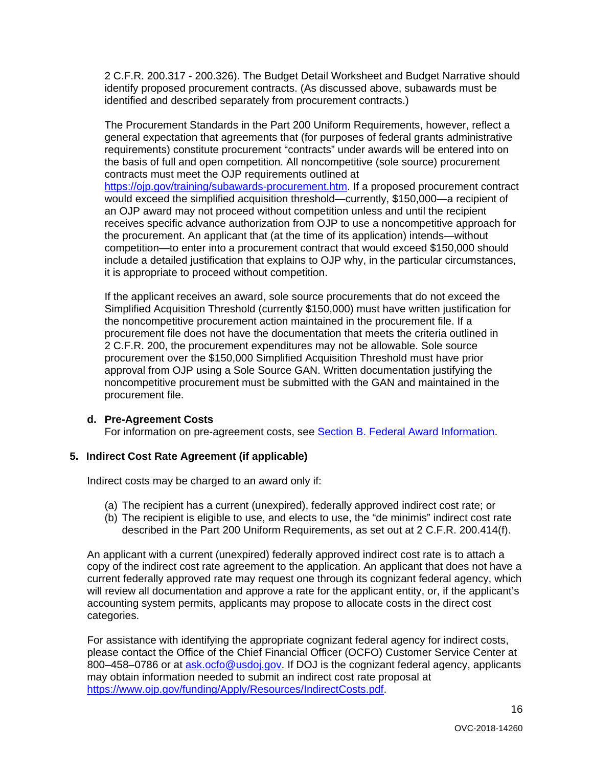2 C.F.R. 200.317 - 200.326). The Budget Detail Worksheet and Budget Narrative should identify proposed procurement contracts. (As discussed above, subawards must be identified and described separately from procurement contracts.)

The Procurement Standards in the Part 200 Uniform Requirements, however, reflect a general expectation that agreements that (for purposes of federal grants administrative requirements) constitute procurement "contracts" under awards will be entered into on the basis of full and open competition. All noncompetitive (sole source) procurement contracts must meet the OJP requirements outlined at https://ojp.gov/training/subawards-procurement.htm. If a proposed procurement contract would exceed the simplified acquisition threshold—currently, $150,000—a recipient of an OJP award may not proceed without competition unless and until the recipient receives specific advance authorization from OJP to use a noncompetitive approach for the procurement. An applicant that (at the time of its application) intends—without competition—to enter into a procurement contract that would exceed $150,000 should include a detailed justification that explains to OJP why, in the particular circumstances, it is appropriate to proceed without competition.

If the applicant receives an award, sole source procurements that do not exceed the Simplified Acquisition Threshold (currently $150,000) must have written justification for the noncompetitive procurement action maintained in the procurement file. If a procurement file does not have the documentation that meets the criteria outlined in 2 C.F.R. 200, the procurement expenditures may not be allowable. Sole source procurement over the $150,000 Simplified Acquisition Threshold must have prior approval from OJP using a Sole Source GAN. Written documentation justifying the noncompetitive procurement must be submitted with the GAN and maintained in the procurement file.

**d. Pre-Agreement Costs**

For information on pre-agreement costs, see Section B. Federal Award Information.

### 5. Indirect Cost Rate Agreement (if applicable)

Indirect costs may be charged to an award only if:

(a) The recipient has a current (unexpired), federally approved indirect cost rate; or
(b) The recipient is eligible to use, and elects to use, the "de minimis" indirect cost rate described in the Part 200 Uniform Requirements, as set out at 2 C.F.R. 200.414(f).

An applicant with a current (unexpired) federally approved indirect cost rate is to attach a copy of the indirect cost rate agreement to the application. An applicant that does not have a current federally approved rate may request one through its cognizant federal agency, which will review all documentation and approve a rate for the applicant entity, or, if the applicant's accounting system permits, applicants may propose to allocate costs in the direct cost categories.

For assistance with identifying the appropriate cognizant federal agency for indirect costs, please contact the Office of the Chief Financial Officer (OCFO) Customer Service Center at 800–458–0786 or at ask.ocfo@usdoj.gov. If DOJ is the cognizant federal agency, applicants may obtain information needed to submit an indirect cost rate proposal at https://www.ojp.gov/funding/Apply/Resources/IndirectCosts.pdf.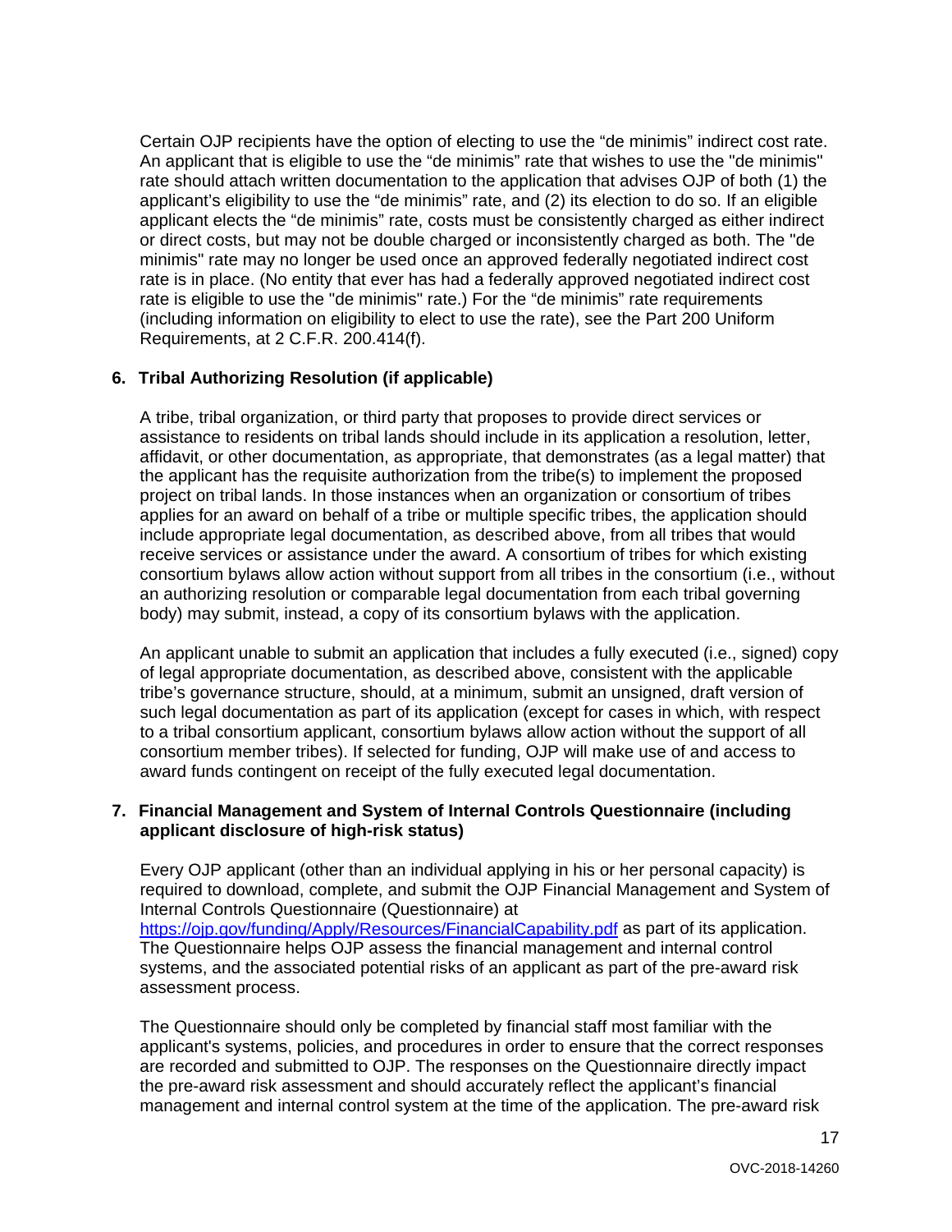Certain OJP recipients have the option of electing to use the "de minimis" indirect cost rate. An applicant that is eligible to use the "de minimis" rate that wishes to use the "de minimis" rate should attach written documentation to the application that advises OJP of both (1) the applicant's eligibility to use the "de minimis" rate, and (2) its election to do so. If an eligible applicant elects the "de minimis" rate, costs must be consistently charged as either indirect or direct costs, but may not be double charged or inconsistently charged as both. The "de minimis" rate may no longer be used once an approved federally negotiated indirect cost rate is in place. (No entity that ever has had a federally approved negotiated indirect cost rate is eligible to use the "de minimis" rate.) For the "de minimis" rate requirements (including information on eligibility to elect to use the rate), see the Part 200 Uniform Requirements, at 2 C.F.R. 200.414(f).

**6. Tribal Authorizing Resolution (if applicable)**

A tribe, tribal organization, or third party that proposes to provide direct services or assistance to residents on tribal lands should include in its application a resolution, letter, affidavit, or other documentation, as appropriate, that demonstrates (as a legal matter) that the applicant has the requisite authorization from the tribe(s) to implement the proposed project on tribal lands. In those instances when an organization or consortium of tribes applies for an award on behalf of a tribe or multiple specific tribes, the application should include appropriate legal documentation, as described above, from all tribes that would receive services or assistance under the award. A consortium of tribes for which existing consortium bylaws allow action without support from all tribes in the consortium (i.e., without an authorizing resolution or comparable legal documentation from each tribal governing body) may submit, instead, a copy of its consortium bylaws with the application.

An applicant unable to submit an application that includes a fully executed (i.e., signed) copy of legal appropriate documentation, as described above, consistent with the applicable tribe's governance structure, should, at a minimum, submit an unsigned, draft version of such legal documentation as part of its application (except for cases in which, with respect to a tribal consortium applicant, consortium bylaws allow action without the support of all consortium member tribes). If selected for funding, OJP will make use of and access to award funds contingent on receipt of the fully executed legal documentation.

**7. Financial Management and System of Internal Controls Questionnaire (including applicant disclosure of high-risk status)**

Every OJP applicant (other than an individual applying in his or her personal capacity) is required to download, complete, and submit the OJP Financial Management and System of Internal Controls Questionnaire (Questionnaire) at https://ojp.gov/funding/Apply/Resources/FinancialCapability.pdf as part of its application. The Questionnaire helps OJP assess the financial management and internal control systems, and the associated potential risks of an applicant as part of the pre-award risk assessment process.

The Questionnaire should only be completed by financial staff most familiar with the applicant's systems, policies, and procedures in order to ensure that the correct responses are recorded and submitted to OJP. The responses on the Questionnaire directly impact the pre-award risk assessment and should accurately reflect the applicant's financial management and internal control system at the time of the application. The pre-award risk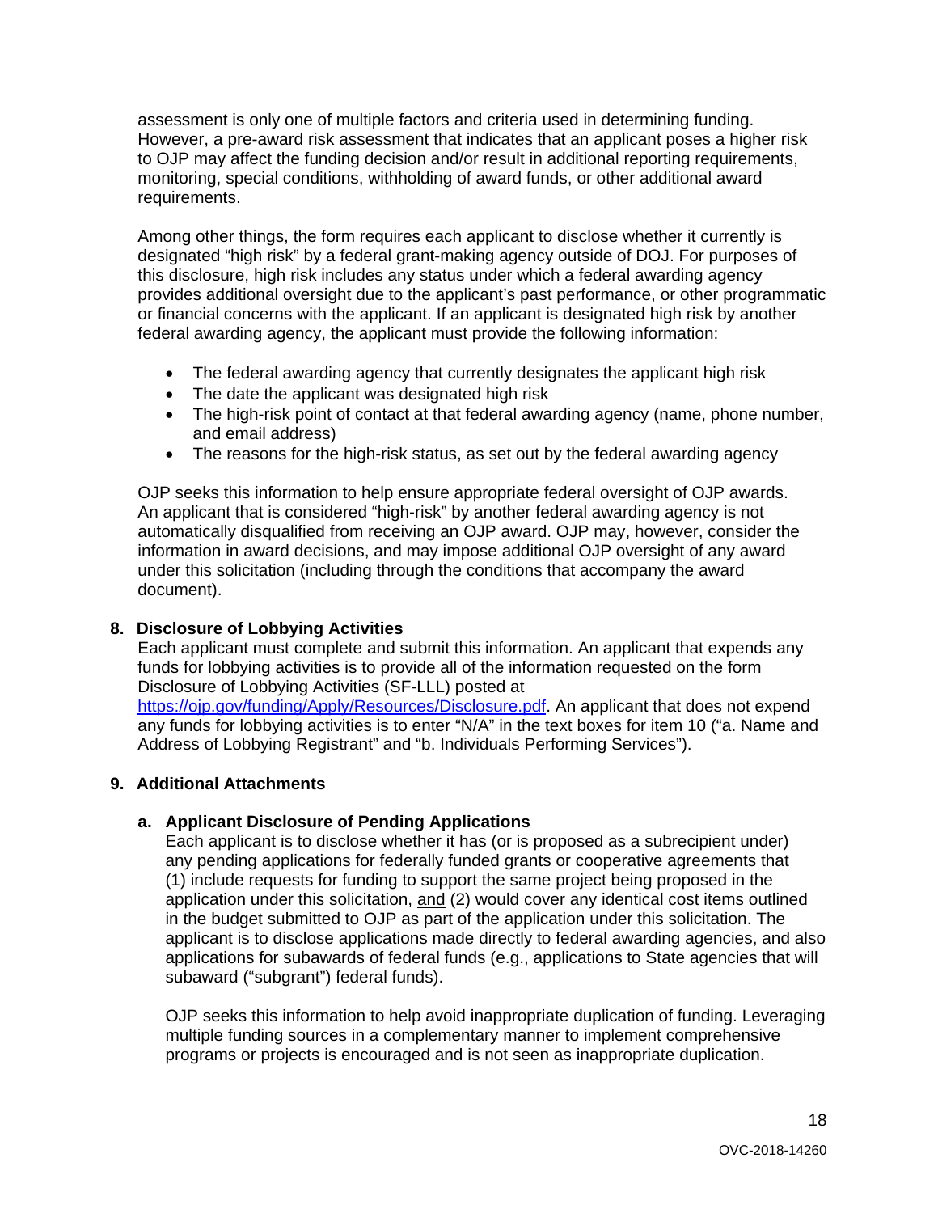assessment is only one of multiple factors and criteria used in determining funding. However, a pre-award risk assessment that indicates that an applicant poses a higher risk to OJP may affect the funding decision and/or result in additional reporting requirements, monitoring, special conditions, withholding of award funds, or other additional award requirements.

Among other things, the form requires each applicant to disclose whether it currently is designated "high risk" by a federal grant-making agency outside of DOJ. For purposes of this disclosure, high risk includes any status under which a federal awarding agency provides additional oversight due to the applicant's past performance, or other programmatic or financial concerns with the applicant. If an applicant is designated high risk by another federal awarding agency, the applicant must provide the following information:

- The federal awarding agency that currently designates the applicant high risk
- The date the applicant was designated high risk
- The high-risk point of contact at that federal awarding agency (name, phone number, and email address)
- The reasons for the high-risk status, as set out by the federal awarding agency

OJP seeks this information to help ensure appropriate federal oversight of OJP awards. An applicant that is considered "high-risk" by another federal awarding agency is not automatically disqualified from receiving an OJP award. OJP may, however, consider the information in award decisions, and may impose additional OJP oversight of any award under this solicitation (including through the conditions that accompany the award document).

**8. Disclosure of Lobbying Activities**

Each applicant must complete and submit this information. An applicant that expends any funds for lobbying activities is to provide all of the information requested on the form Disclosure of Lobbying Activities (SF-LLL) posted at https://ojp.gov/funding/Apply/Resources/Disclosure.pdf. An applicant that does not expend any funds for lobbying activities is to enter "N/A" in the text boxes for item 10 ("a. Name and Address of Lobbying Registrant" and "b. Individuals Performing Services").

**9. Additional Attachments**

**a. Applicant Disclosure of Pending Applications**

Each applicant is to disclose whether it has (or is proposed as a subrecipient under) any pending applications for federally funded grants or cooperative agreements that (1) include requests for funding to support the same project being proposed in the application under this solicitation, and (2) would cover any identical cost items outlined in the budget submitted to OJP as part of the application under this solicitation. The applicant is to disclose applications made directly to federal awarding agencies, and also applications for subawards of federal funds (e.g., applications to State agencies that will subaward ("subgrant") federal funds).

OJP seeks this information to help avoid inappropriate duplication of funding. Leveraging multiple funding sources in a complementary manner to implement comprehensive programs or projects is encouraged and is not seen as inappropriate duplication.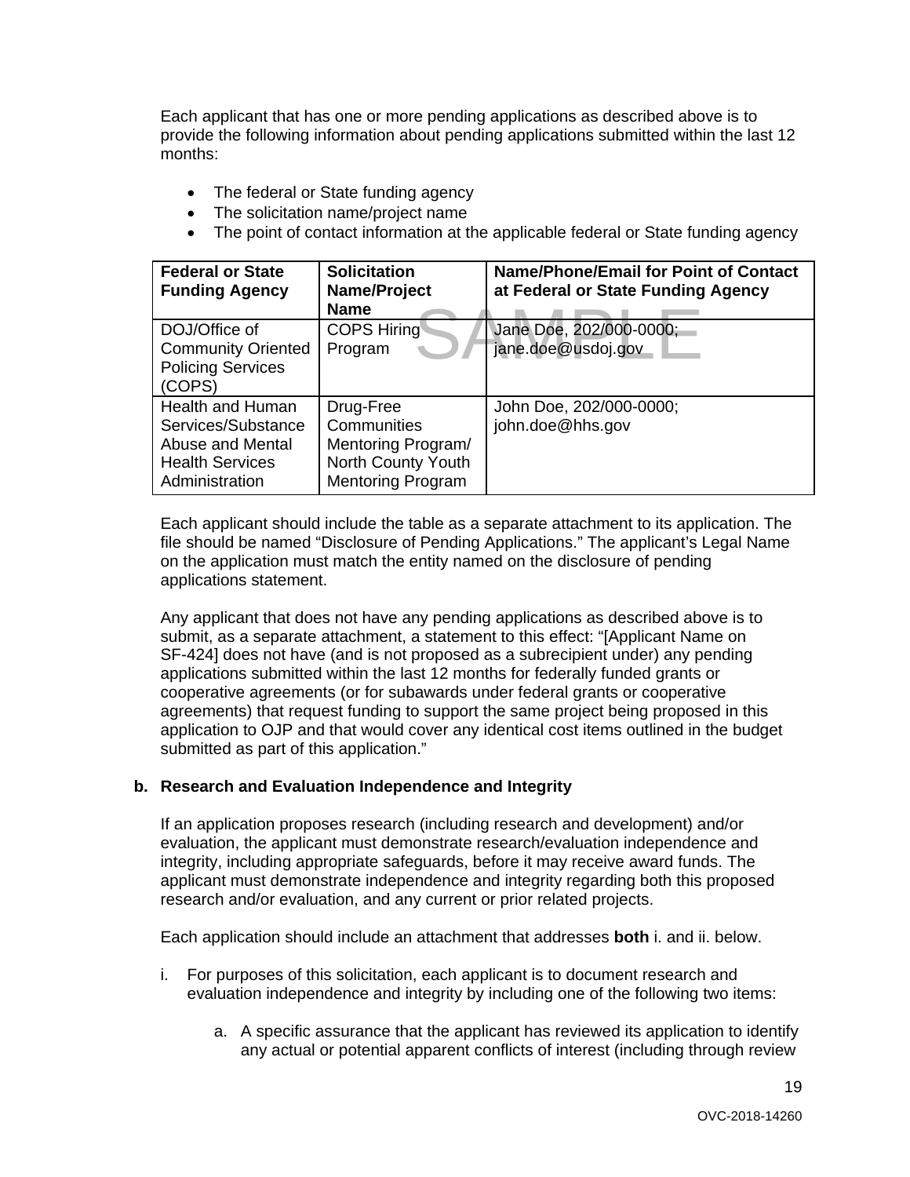Each applicant that has one or more pending applications as described above is to provide the following information about pending applications submitted within the last 12 months:

- The federal or State funding agency
- The solicitation name/project name
- The point of contact information at the applicable federal or State funding agency

| Federal or State Funding Agency | Solicitation Name/Project Name | Name/Phone/Email for Point of Contact at Federal or State Funding Agency |
|---|---|---|
| DOJ/Office of Community Oriented Policing Services (COPS) | COPS Hiring Program | Jane Doe, 202/000-0000; jane.doe@usdoj.gov |
| Health and Human Services/Substance Abuse and Mental Health Services Administration | Drug-Free Communities Mentoring Program/ North County Youth Mentoring Program | John Doe, 202/000-0000; john.doe@hhs.gov |

Each applicant should include the table as a separate attachment to its application. The file should be named "Disclosure of Pending Applications." The applicant's Legal Name on the application must match the entity named on the disclosure of pending applications statement.

Any applicant that does not have any pending applications as described above is to submit, as a separate attachment, a statement to this effect: "[Applicant Name on SF-424] does not have (and is not proposed as a subrecipient under) any pending applications submitted within the last 12 months for federally funded grants or cooperative agreements (or for subawards under federal grants or cooperative agreements) that request funding to support the same project being proposed in this application to OJP and that would cover any identical cost items outlined in the budget submitted as part of this application."

**b. Research and Evaluation Independence and Integrity**

If an application proposes research (including research and development) and/or evaluation, the applicant must demonstrate research/evaluation independence and integrity, including appropriate safeguards, before it may receive award funds. The applicant must demonstrate independence and integrity regarding both this proposed research and/or evaluation, and any current or prior related projects.

Each application should include an attachment that addresses **both** i. and ii. below.

i. For purposes of this solicitation, each applicant is to document research and evaluation independence and integrity by including one of the following two items:

   a. A specific assurance that the applicant has reviewed its application to identify any actual or potential apparent conflicts of interest (including through review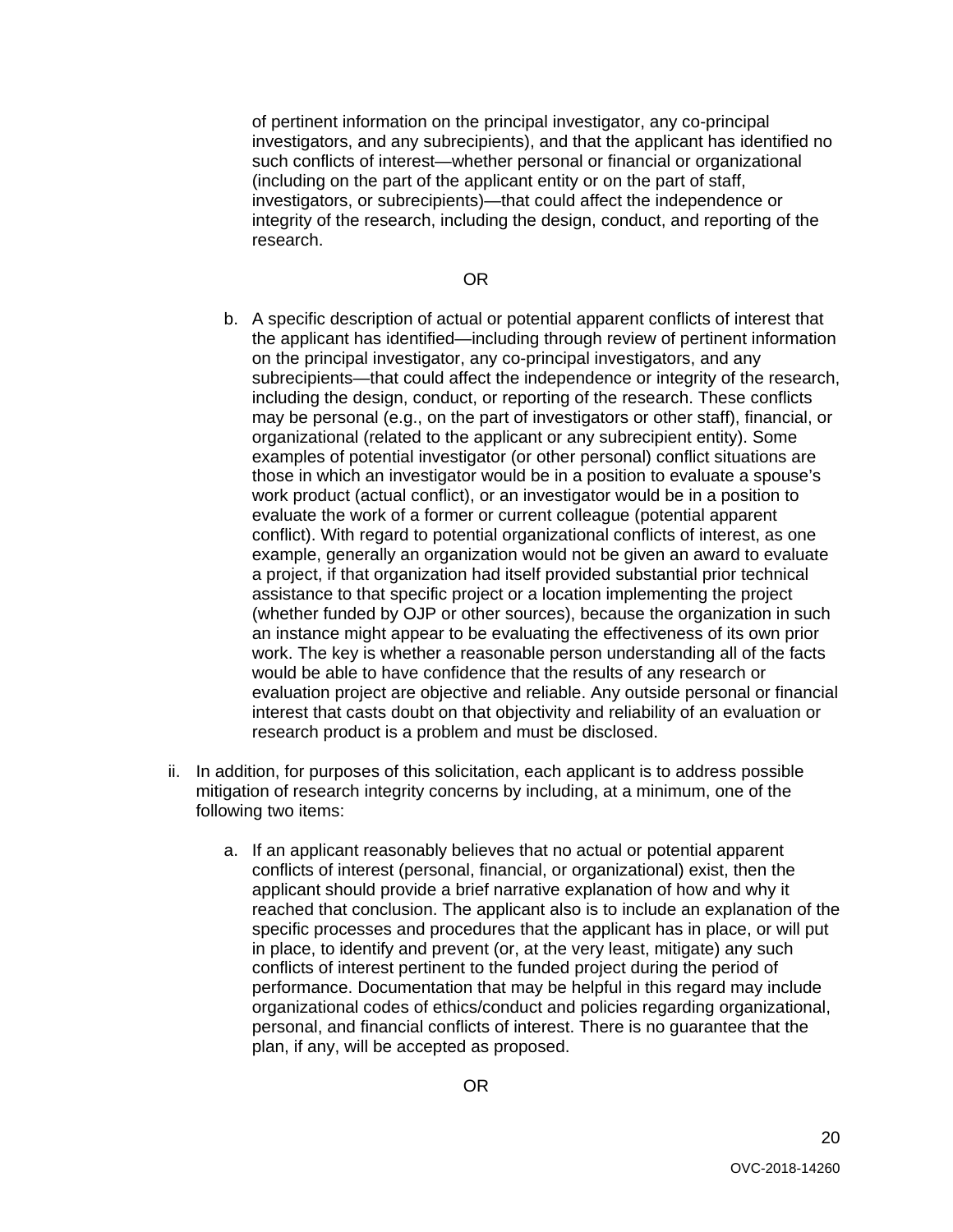of pertinent information on the principal investigator, any co-principal investigators, and any subrecipients), and that the applicant has identified no such conflicts of interest—whether personal or financial or organizational (including on the part of the applicant entity or on the part of staff, investigators, or subrecipients)—that could affect the independence or integrity of the research, including the design, conduct, and reporting of the research.

OR

b. A specific description of actual or potential apparent conflicts of interest that the applicant has identified—including through review of pertinent information on the principal investigator, any co-principal investigators, and any subrecipients—that could affect the independence or integrity of the research, including the design, conduct, or reporting of the research. These conflicts may be personal (e.g., on the part of investigators or other staff), financial, or organizational (related to the applicant or any subrecipient entity). Some examples of potential investigator (or other personal) conflict situations are those in which an investigator would be in a position to evaluate a spouse's work product (actual conflict), or an investigator would be in a position to evaluate the work of a former or current colleague (potential apparent conflict). With regard to potential organizational conflicts of interest, as one example, generally an organization would not be given an award to evaluate a project, if that organization had itself provided substantial prior technical assistance to that specific project or a location implementing the project (whether funded by OJP or other sources), because the organization in such an instance might appear to be evaluating the effectiveness of its own prior work. The key is whether a reasonable person understanding all of the facts would be able to have confidence that the results of any research or evaluation project are objective and reliable. Any outside personal or financial interest that casts doubt on that objectivity and reliability of an evaluation or research product is a problem and must be disclosed.

ii. In addition, for purposes of this solicitation, each applicant is to address possible mitigation of research integrity concerns by including, at a minimum, one of the following two items:

a. If an applicant reasonably believes that no actual or potential apparent conflicts of interest (personal, financial, or organizational) exist, then the applicant should provide a brief narrative explanation of how and why it reached that conclusion. The applicant also is to include an explanation of the specific processes and procedures that the applicant has in place, or will put in place, to identify and prevent (or, at the very least, mitigate) any such conflicts of interest pertinent to the funded project during the period of performance. Documentation that may be helpful in this regard may include organizational codes of ethics/conduct and policies regarding organizational, personal, and financial conflicts of interest. There is no guarantee that the plan, if any, will be accepted as proposed.

OR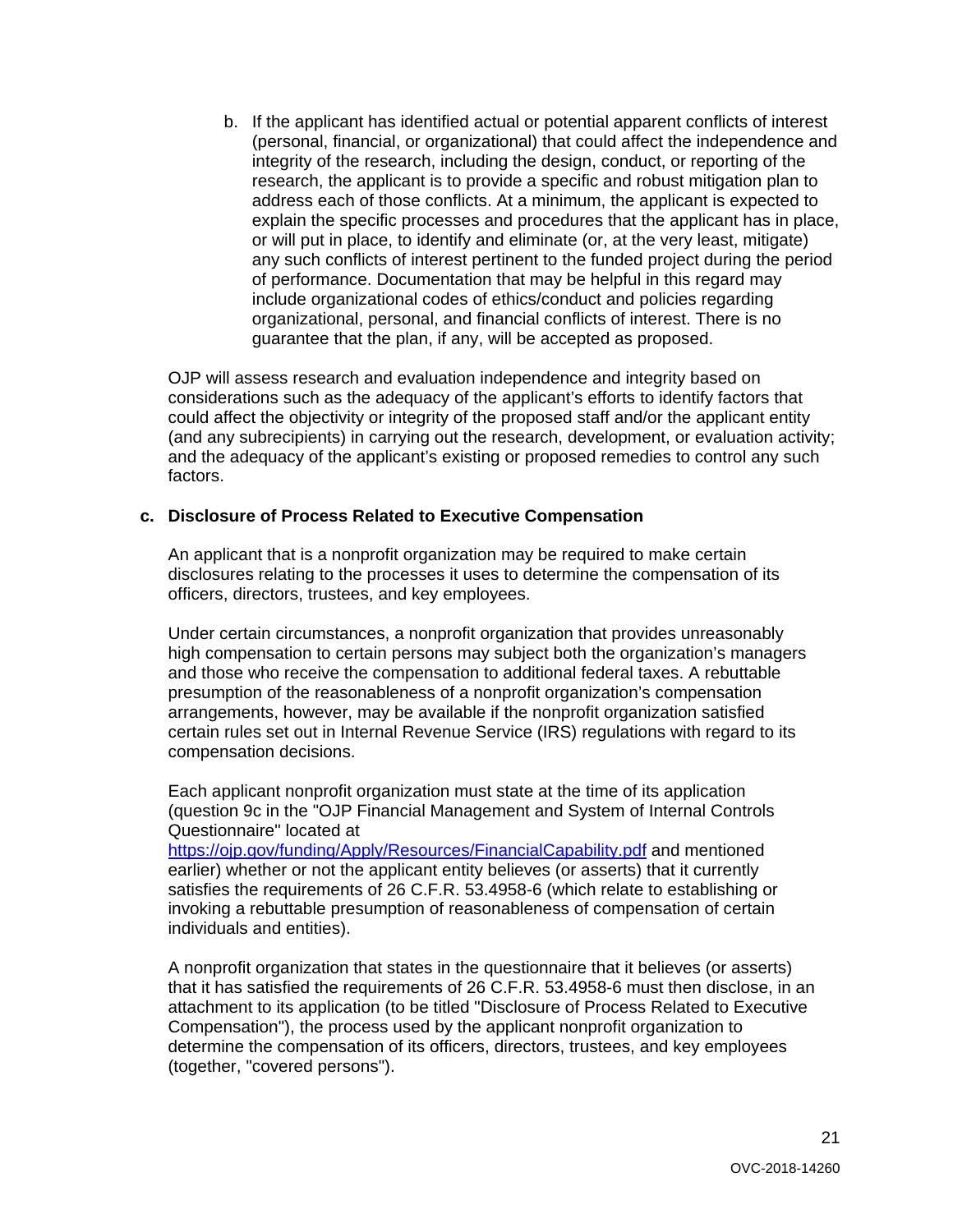b. If the applicant has identified actual or potential apparent conflicts of interest (personal, financial, or organizational) that could affect the independence and integrity of the research, including the design, conduct, or reporting of the research, the applicant is to provide a specific and robust mitigation plan to address each of those conflicts. At a minimum, the applicant is expected to explain the specific processes and procedures that the applicant has in place, or will put in place, to identify and eliminate (or, at the very least, mitigate) any such conflicts of interest pertinent to the funded project during the period of performance. Documentation that may be helpful in this regard may include organizational codes of ethics/conduct and policies regarding organizational, personal, and financial conflicts of interest. There is no guarantee that the plan, if any, will be accepted as proposed.

OJP will assess research and evaluation independence and integrity based on considerations such as the adequacy of the applicant's efforts to identify factors that could affect the objectivity or integrity of the proposed staff and/or the applicant entity (and any subrecipients) in carrying out the research, development, or evaluation activity; and the adequacy of the applicant's existing or proposed remedies to control any such factors.

**c. Disclosure of Process Related to Executive Compensation**

An applicant that is a nonprofit organization may be required to make certain disclosures relating to the processes it uses to determine the compensation of its officers, directors, trustees, and key employees.

Under certain circumstances, a nonprofit organization that provides unreasonably high compensation to certain persons may subject both the organization's managers and those who receive the compensation to additional federal taxes. A rebuttable presumption of the reasonableness of a nonprofit organization's compensation arrangements, however, may be available if the nonprofit organization satisfied certain rules set out in Internal Revenue Service (IRS) regulations with regard to its compensation decisions.

Each applicant nonprofit organization must state at the time of its application (question 9c in the "OJP Financial Management and System of Internal Controls Questionnaire" located at https://ojp.gov/funding/Apply/Resources/FinancialCapability.pdf and mentioned earlier) whether or not the applicant entity believes (or asserts) that it currently satisfies the requirements of 26 C.F.R. 53.4958-6 (which relate to establishing or invoking a rebuttable presumption of reasonableness of compensation of certain individuals and entities).

A nonprofit organization that states in the questionnaire that it believes (or asserts) that it has satisfied the requirements of 26 C.F.R. 53.4958-6 must then disclose, in an attachment to its application (to be titled "Disclosure of Process Related to Executive Compensation"), the process used by the applicant nonprofit organization to determine the compensation of its officers, directors, trustees, and key employees (together, "covered persons").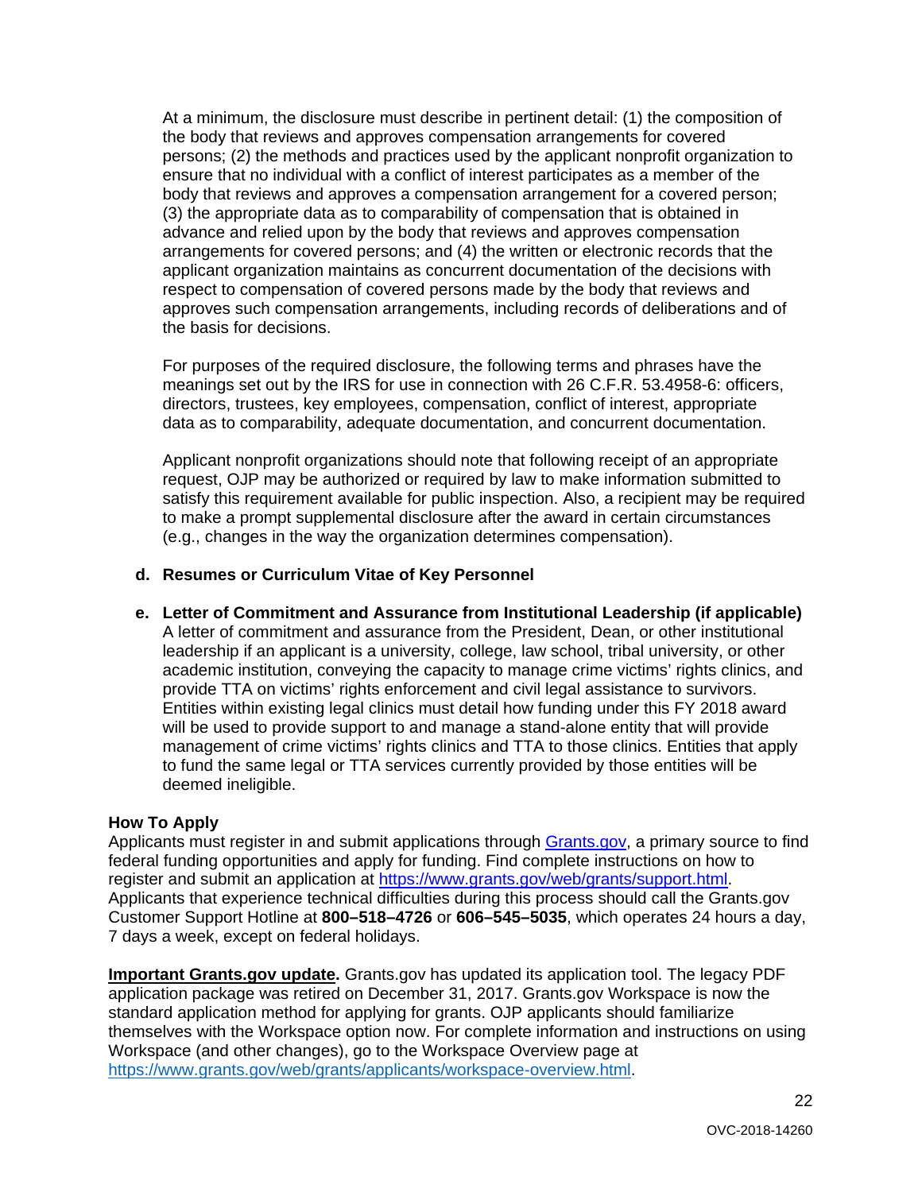At a minimum, the disclosure must describe in pertinent detail: (1) the composition of the body that reviews and approves compensation arrangements for covered persons; (2) the methods and practices used by the applicant nonprofit organization to ensure that no individual with a conflict of interest participates as a member of the body that reviews and approves a compensation arrangement for a covered person; (3) the appropriate data as to comparability of compensation that is obtained in advance and relied upon by the body that reviews and approves compensation arrangements for covered persons; and (4) the written or electronic records that the applicant organization maintains as concurrent documentation of the decisions with respect to compensation of covered persons made by the body that reviews and approves such compensation arrangements, including records of deliberations and of the basis for decisions.

For purposes of the required disclosure, the following terms and phrases have the meanings set out by the IRS for use in connection with 26 C.F.R. 53.4958-6: officers, directors, trustees, key employees, compensation, conflict of interest, appropriate data as to comparability, adequate documentation, and concurrent documentation.

Applicant nonprofit organizations should note that following receipt of an appropriate request, OJP may be authorized or required by law to make information submitted to satisfy this requirement available for public inspection. Also, a recipient may be required to make a prompt supplemental disclosure after the award in certain circumstances (e.g., changes in the way the organization determines compensation).

**d. Resumes or Curriculum Vitae of Key Personnel**

**e. Letter of Commitment and Assurance from Institutional Leadership (if applicable)**
A letter of commitment and assurance from the President, Dean, or other institutional leadership if an applicant is a university, college, law school, tribal university, or other academic institution, conveying the capacity to manage crime victims' rights clinics, and provide TTA on victims' rights enforcement and civil legal assistance to survivors. Entities within existing legal clinics must detail how funding under this FY 2018 award will be used to provide support to and manage a stand-alone entity that will provide management of crime victims' rights clinics and TTA to those clinics. Entities that apply to fund the same legal or TTA services currently provided by those entities will be deemed ineligible.

**How To Apply**
Applicants must register in and submit applications through [Grants.gov](https://www.grants.gov), a primary source to find federal funding opportunities and apply for funding. Find complete instructions on how to register and submit an application at https://www.grants.gov/web/grants/support.html. Applicants that experience technical difficulties during this process should call the Grants.gov Customer Support Hotline at **800–518–4726** or **606–545–5035**, which operates 24 hours a day, 7 days a week, except on federal holidays.

**Important Grants.gov update.** Grants.gov has updated its application tool. The legacy PDF application package was retired on December 31, 2017. Grants.gov Workspace is now the standard application method for applying for grants. OJP applicants should familiarize themselves with the Workspace option now. For complete information and instructions on using Workspace (and other changes), go to the Workspace Overview page at https://www.grants.gov/web/grants/applicants/workspace-overview.html.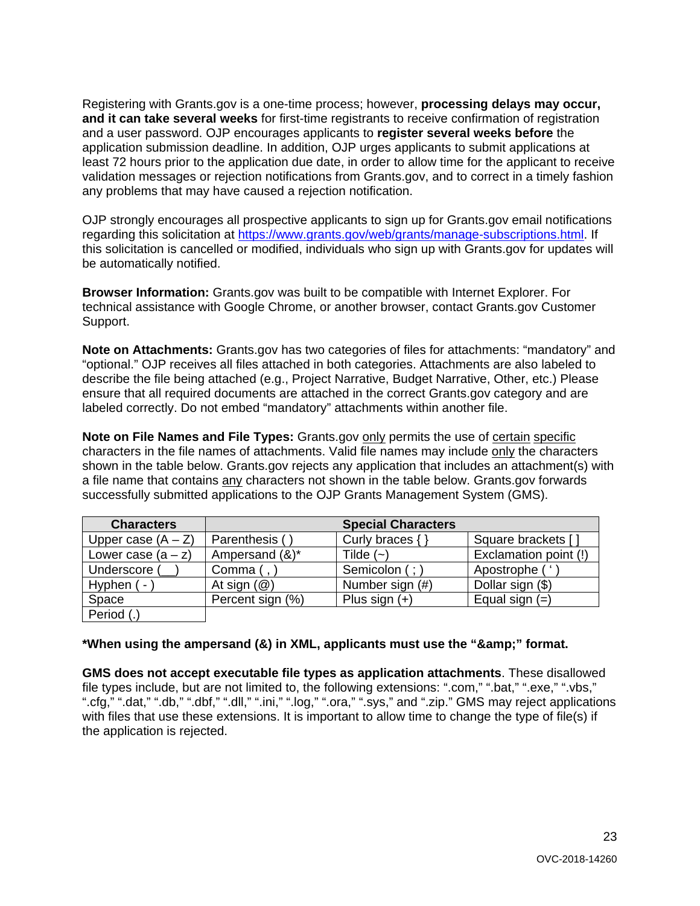Registering with Grants.gov is a one-time process; however, **processing delays may occur, and it can take several weeks** for first-time registrants to receive confirmation of registration and a user password. OJP encourages applicants to **register several weeks before** the application submission deadline. In addition, OJP urges applicants to submit applications at least 72 hours prior to the application due date, in order to allow time for the applicant to receive validation messages or rejection notifications from Grants.gov, and to correct in a timely fashion any problems that may have caused a rejection notification.

OJP strongly encourages all prospective applicants to sign up for Grants.gov email notifications regarding this solicitation at https://www.grants.gov/web/grants/manage-subscriptions.html. If this solicitation is cancelled or modified, individuals who sign up with Grants.gov for updates will be automatically notified.

**Browser Information:** Grants.gov was built to be compatible with Internet Explorer. For technical assistance with Google Chrome, or another browser, contact Grants.gov Customer Support.

**Note on Attachments:** Grants.gov has two categories of files for attachments: "mandatory" and "optional." OJP receives all files attached in both categories. Attachments are also labeled to describe the file being attached (e.g., Project Narrative, Budget Narrative, Other, etc.) Please ensure that all required documents are attached in the correct Grants.gov category and are labeled correctly. Do not embed "mandatory" attachments within another file.

**Note on File Names and File Types:** Grants.gov only permits the use of certain specific characters in the file names of attachments. Valid file names may include only the characters shown in the table below. Grants.gov rejects any application that includes an attachment(s) with a file name that contains any characters not shown in the table below. Grants.gov forwards successfully submitted applications to the OJP Grants Management System (GMS).

| Characters | Special Characters | | |
|---|---|---|---|
| Upper case (A – Z) | Parenthesis ( ) | Curly braces { } | Square brackets [ ] |
| Lower case (a – z) | Ampersand (&)* | Tilde (~) | Exclamation point (!) |
| Underscore (__) | Comma ( , ) | Semicolon ( ; ) | Apostrophe ( ' ) |
| Hyphen ( - ) | At sign (@) | Number sign (#) | Dollar sign ($) |
| Space | Percent sign (%) | Plus sign (+) | Equal sign (=) |
| Period (.) | | | |

**\*When using the ampersand (&) in XML, applicants must use the "&amp;" format.**

**GMS does not accept executable file types as application attachments**. These disallowed file types include, but are not limited to, the following extensions: ".com," ".bat," ".exe," ".vbs," ".cfg," ".dat," ".db," ".dbf," ".dll," ".ini," ".log," ".ora," ".sys," and ".zip." GMS may reject applications with files that use these extensions. It is important to allow time to change the type of file(s) if the application is rejected.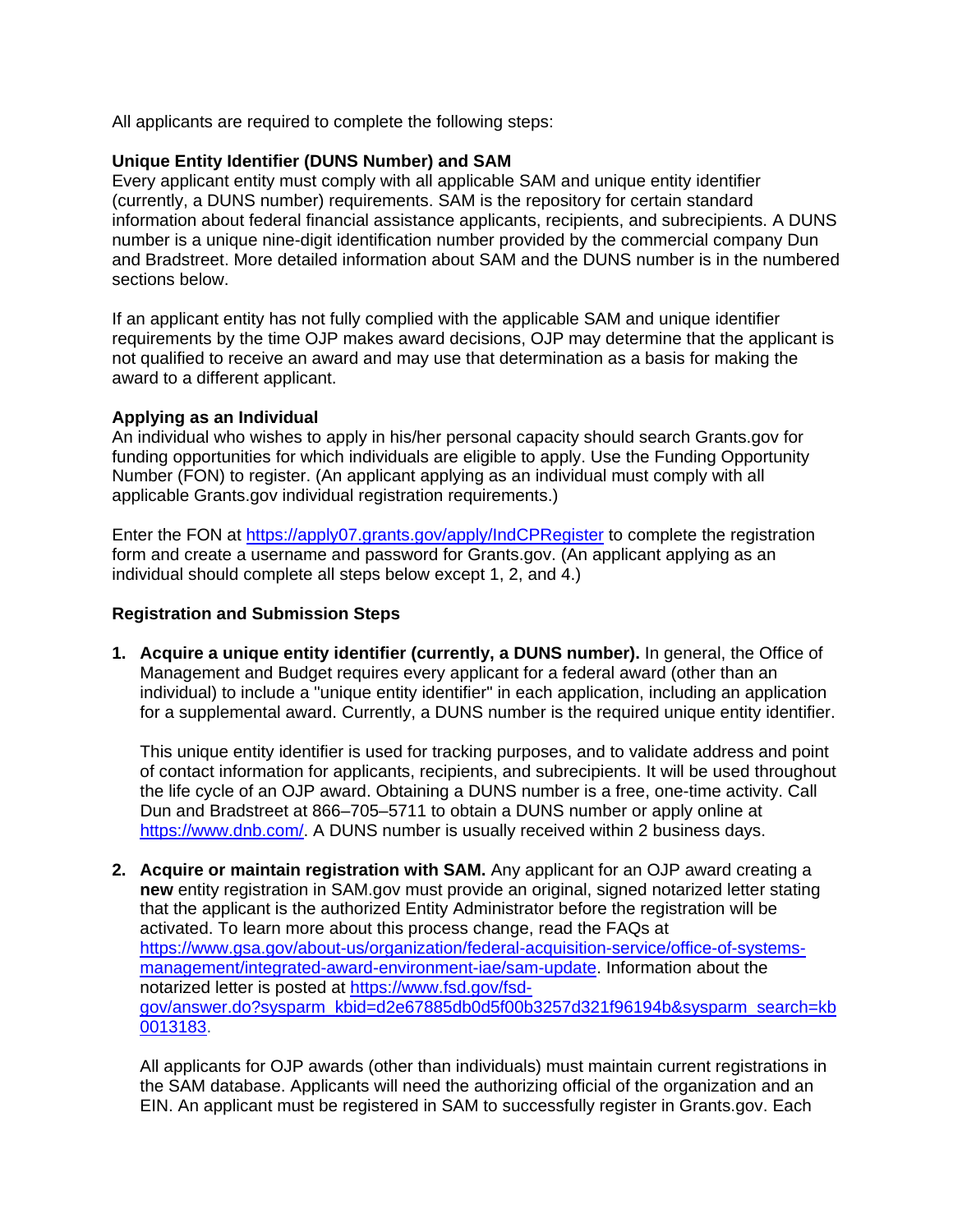All applicants are required to complete the following steps:

**Unique Entity Identifier (DUNS Number) and SAM**
Every applicant entity must comply with all applicable SAM and unique entity identifier (currently, a DUNS number) requirements. SAM is the repository for certain standard information about federal financial assistance applicants, recipients, and subrecipients. A DUNS number is a unique nine-digit identification number provided by the commercial company Dun and Bradstreet. More detailed information about SAM and the DUNS number is in the numbered sections below.

If an applicant entity has not fully complied with the applicable SAM and unique identifier requirements by the time OJP makes award decisions, OJP may determine that the applicant is not qualified to receive an award and may use that determination as a basis for making the award to a different applicant.

**Applying as an Individual**
An individual who wishes to apply in his/her personal capacity should search Grants.gov for funding opportunities for which individuals are eligible to apply. Use the Funding Opportunity Number (FON) to register. (An applicant applying as an individual must comply with all applicable Grants.gov individual registration requirements.)

Enter the FON at https://apply07.grants.gov/apply/IndCPRegister to complete the registration form and create a username and password for Grants.gov. (An applicant applying as an individual should complete all steps below except 1, 2, and 4.)

**Registration and Submission Steps**

1. **Acquire a unique entity identifier (currently, a DUNS number).** In general, the Office of Management and Budget requires every applicant for a federal award (other than an individual) to include a "unique entity identifier" in each application, including an application for a supplemental award. Currently, a DUNS number is the required unique entity identifier.

   This unique entity identifier is used for tracking purposes, and to validate address and point of contact information for applicants, recipients, and subrecipients. It will be used throughout the life cycle of an OJP award. Obtaining a DUNS number is a free, one-time activity. Call Dun and Bradstreet at 866–705–5711 to obtain a DUNS number or apply online at https://www.dnb.com/. A DUNS number is usually received within 2 business days.

2. **Acquire or maintain registration with SAM.** Any applicant for an OJP award creating a **new** entity registration in SAM.gov must provide an original, signed notarized letter stating that the applicant is the authorized Entity Administrator before the registration will be activated. To learn more about this process change, read the FAQs at https://www.gsa.gov/about-us/organization/federal-acquisition-service/office-of-systems-management/integrated-award-environment-iae/sam-update. Information about the notarized letter is posted at https://www.fsd.gov/fsd-gov/answer.do?sysparm_kbid=d2e67885db0d5f00b3257d321f96194b&sysparm_search=kb0013183.

   All applicants for OJP awards (other than individuals) must maintain current registrations in the SAM database. Applicants will need the authorizing official of the organization and an EIN. An applicant must be registered in SAM to successfully register in Grants.gov. Each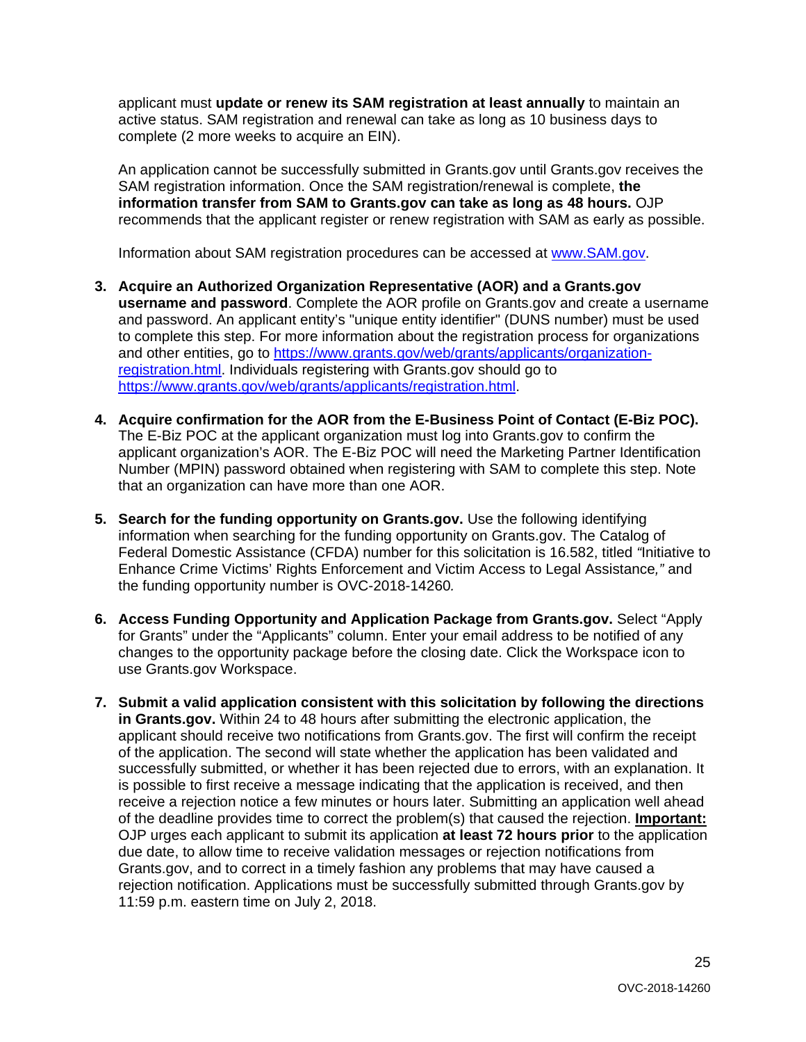applicant must **update or renew its SAM registration at least annually** to maintain an active status. SAM registration and renewal can take as long as 10 business days to complete (2 more weeks to acquire an EIN).

An application cannot be successfully submitted in Grants.gov until Grants.gov receives the SAM registration information. Once the SAM registration/renewal is complete, **the information transfer from SAM to Grants.gov can take as long as 48 hours.** OJP recommends that the applicant register or renew registration with SAM as early as possible.

Information about SAM registration procedures can be accessed at [www.SAM.gov](www.SAM.gov).

3. **Acquire an Authorized Organization Representative (AOR) and a Grants.gov username and password**. Complete the AOR profile on Grants.gov and create a username and password. An applicant entity's "unique entity identifier" (DUNS number) must be used to complete this step. For more information about the registration process for organizations and other entities, go to [https://www.grants.gov/web/grants/applicants/organization-registration.html](https://www.grants.gov/web/grants/applicants/organization-registration.html). Individuals registering with Grants.gov should go to [https://www.grants.gov/web/grants/applicants/registration.html](https://www.grants.gov/web/grants/applicants/registration.html).

4. **Acquire confirmation for the AOR from the E-Business Point of Contact (E-Biz POC).** The E-Biz POC at the applicant organization must log into Grants.gov to confirm the applicant organization's AOR. The E-Biz POC will need the Marketing Partner Identification Number (MPIN) password obtained when registering with SAM to complete this step. Note that an organization can have more than one AOR.

5. **Search for the funding opportunity on Grants.gov.** Use the following identifying information when searching for the funding opportunity on Grants.gov. The Catalog of Federal Domestic Assistance (CFDA) number for this solicitation is 16.582, titled *"*Initiative to Enhance Crime Victims' Rights Enforcement and Victim Access to Legal Assistance*,"* and the funding opportunity number is OVC-2018-14260*.*

6. **Access Funding Opportunity and Application Package from Grants.gov.** Select "Apply for Grants" under the "Applicants" column. Enter your email address to be notified of any changes to the opportunity package before the closing date. Click the Workspace icon to use Grants.gov Workspace.

7. **Submit a valid application consistent with this solicitation by following the directions in Grants.gov.** Within 24 to 48 hours after submitting the electronic application, the applicant should receive two notifications from Grants.gov. The first will confirm the receipt of the application. The second will state whether the application has been validated and successfully submitted, or whether it has been rejected due to errors, with an explanation. It is possible to first receive a message indicating that the application is received, and then receive a rejection notice a few minutes or hours later. Submitting an application well ahead of the deadline provides time to correct the problem(s) that caused the rejection. **Important:** OJP urges each applicant to submit its application **at least 72 hours prior** to the application due date, to allow time to receive validation messages or rejection notifications from Grants.gov, and to correct in a timely fashion any problems that may have caused a rejection notification. Applications must be successfully submitted through Grants.gov by 11:59 p.m. eastern time on July 2, 2018.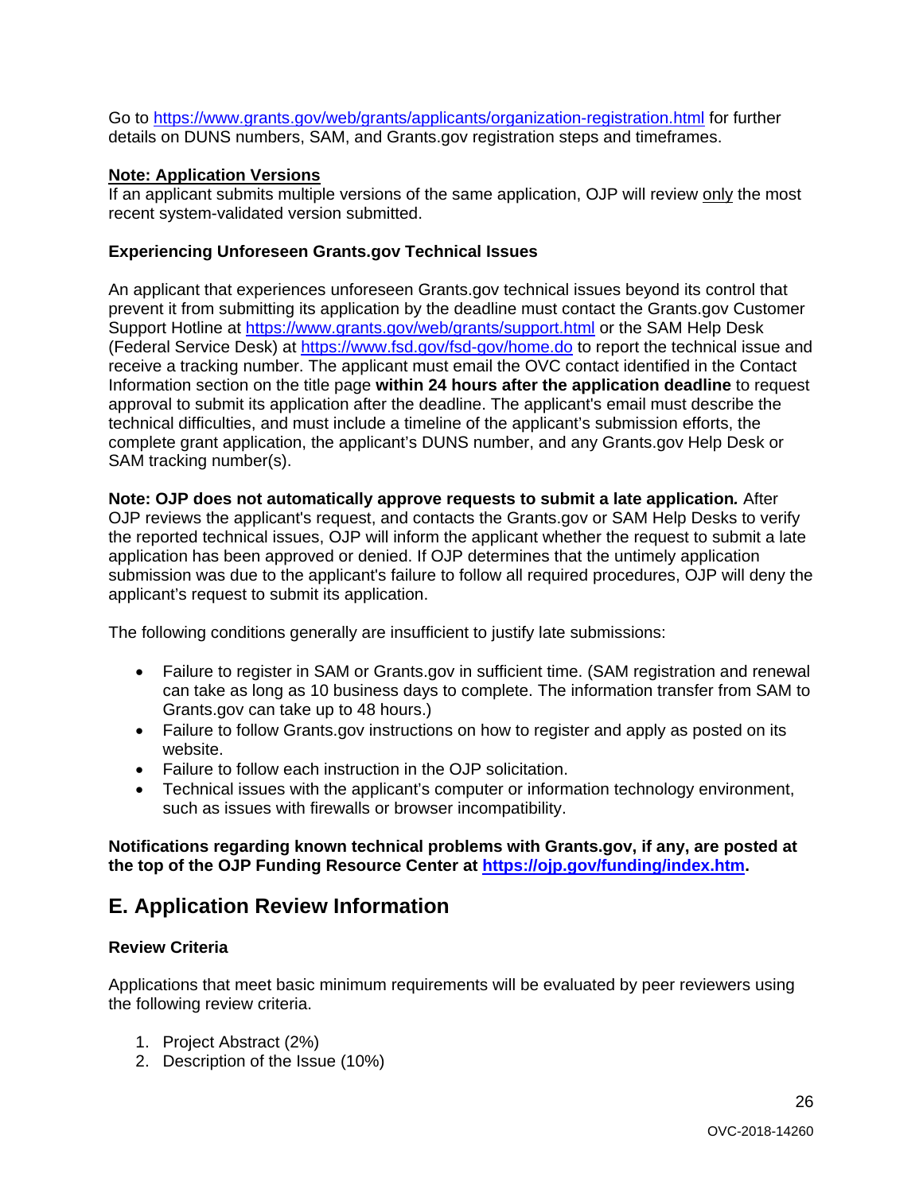Go to [https://www.grants.gov/web/grants/applicants/organization-registration.html](https://www.grants.gov/web/grants/applicants/organization-registration.html) for further details on DUNS numbers, SAM, and Grants.gov registration steps and timeframes.

**Note: Application Versions**

If an applicant submits multiple versions of the same application, OJP will review only the most recent system-validated version submitted.

**Experiencing Unforeseen Grants.gov Technical Issues**

An applicant that experiences unforeseen Grants.gov technical issues beyond its control that prevent it from submitting its application by the deadline must contact the Grants.gov Customer Support Hotline at [https://www.grants.gov/web/grants/support.html](https://www.grants.gov/web/grants/support.html) or the SAM Help Desk (Federal Service Desk) at [https://www.fsd.gov/fsd-gov/home.do](https://www.fsd.gov/fsd-gov/home.do) to report the technical issue and receive a tracking number. The applicant must email the OVC contact identified in the Contact Information section on the title page **within 24 hours after the application deadline** to request approval to submit its application after the deadline. The applicant's email must describe the technical difficulties, and must include a timeline of the applicant's submission efforts, the complete grant application, the applicant's DUNS number, and any Grants.gov Help Desk or SAM tracking number(s).

**Note: OJP does not automatically approve requests to submit a late application.** After OJP reviews the applicant's request, and contacts the Grants.gov or SAM Help Desks to verify the reported technical issues, OJP will inform the applicant whether the request to submit a late application has been approved or denied. If OJP determines that the untimely application submission was due to the applicant's failure to follow all required procedures, OJP will deny the applicant's request to submit its application.

The following conditions generally are insufficient to justify late submissions:

- Failure to register in SAM or Grants.gov in sufficient time. (SAM registration and renewal can take as long as 10 business days to complete. The information transfer from SAM to Grants.gov can take up to 48 hours.)
- Failure to follow Grants.gov instructions on how to register and apply as posted on its website.
- Failure to follow each instruction in the OJP solicitation.
- Technical issues with the applicant's computer or information technology environment, such as issues with firewalls or browser incompatibility.

**Notifications regarding known technical problems with Grants.gov, if any, are posted at the top of the OJP Funding Resource Center at [https://ojp.gov/funding/index.htm](https://ojp.gov/funding/index.htm).**

## E. Application Review Information

**Review Criteria**

Applications that meet basic minimum requirements will be evaluated by peer reviewers using the following review criteria.

1. Project Abstract (2%)
2. Description of the Issue (10%)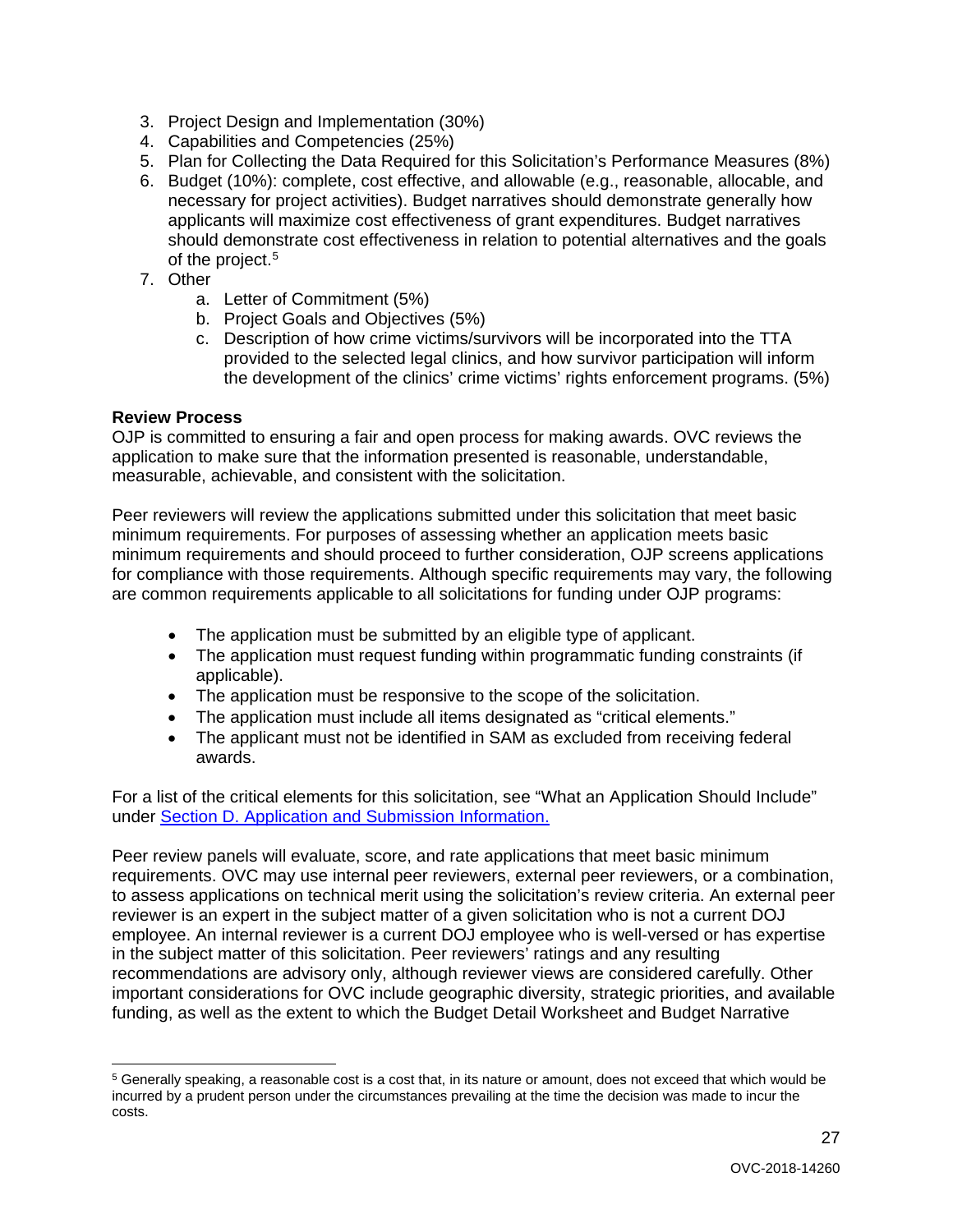3. Project Design and Implementation (30%)
4. Capabilities and Competencies (25%)
5. Plan for Collecting the Data Required for this Solicitation's Performance Measures (8%)
6. Budget (10%): complete, cost effective, and allowable (e.g., reasonable, allocable, and necessary for project activities). Budget narratives should demonstrate generally how applicants will maximize cost effectiveness of grant expenditures. Budget narratives should demonstrate cost effectiveness in relation to potential alternatives and the goals of the project.[5]
7. Other
   a. Letter of Commitment (5%)
   b. Project Goals and Objectives (5%)
   c. Description of how crime victims/survivors will be incorporated into the TTA provided to the selected legal clinics, and how survivor participation will inform the development of the clinics' crime victims' rights enforcement programs. (5%)

**Review Process**

OJP is committed to ensuring a fair and open process for making awards. OVC reviews the application to make sure that the information presented is reasonable, understandable, measurable, achievable, and consistent with the solicitation.

Peer reviewers will review the applications submitted under this solicitation that meet basic minimum requirements. For purposes of assessing whether an application meets basic minimum requirements and should proceed to further consideration, OJP screens applications for compliance with those requirements. Although specific requirements may vary, the following are common requirements applicable to all solicitations for funding under OJP programs:

- The application must be submitted by an eligible type of applicant.
- The application must request funding within programmatic funding constraints (if applicable).
- The application must be responsive to the scope of the solicitation.
- The application must include all items designated as "critical elements."
- The applicant must not be identified in SAM as excluded from receiving federal awards.

For a list of the critical elements for this solicitation, see "What an Application Should Include" under Section D. Application and Submission Information.

Peer review panels will evaluate, score, and rate applications that meet basic minimum requirements. OVC may use internal peer reviewers, external peer reviewers, or a combination, to assess applications on technical merit using the solicitation's review criteria. An external peer reviewer is an expert in the subject matter of a given solicitation who is not a current DOJ employee. An internal reviewer is a current DOJ employee who is well-versed or has expertise in the subject matter of this solicitation. Peer reviewers' ratings and any resulting recommendations are advisory only, although reviewer views are considered carefully. Other important considerations for OVC include geographic diversity, strategic priorities, and available funding, as well as the extent to which the Budget Detail Worksheet and Budget Narrative

---

[5] Generally speaking, a reasonable cost is a cost that, in its nature or amount, does not exceed that which would be incurred by a prudent person under the circumstances prevailing at the time the decision was made to incur the costs.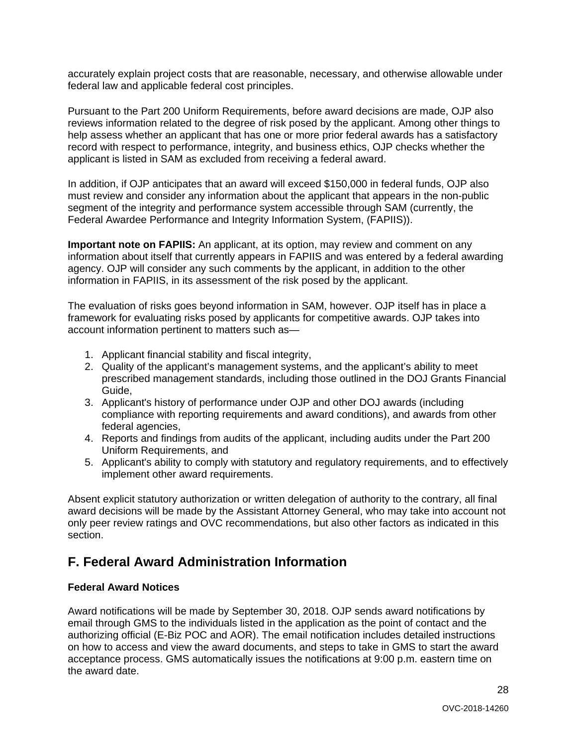accurately explain project costs that are reasonable, necessary, and otherwise allowable under federal law and applicable federal cost principles.

Pursuant to the Part 200 Uniform Requirements, before award decisions are made, OJP also reviews information related to the degree of risk posed by the applicant. Among other things to help assess whether an applicant that has one or more prior federal awards has a satisfactory record with respect to performance, integrity, and business ethics, OJP checks whether the applicant is listed in SAM as excluded from receiving a federal award.

In addition, if OJP anticipates that an award will exceed $150,000 in federal funds, OJP also must review and consider any information about the applicant that appears in the non-public segment of the integrity and performance system accessible through SAM (currently, the Federal Awardee Performance and Integrity Information System, (FAPIIS)).

**Important note on FAPIIS:** An applicant, at its option, may review and comment on any information about itself that currently appears in FAPIIS and was entered by a federal awarding agency. OJP will consider any such comments by the applicant, in addition to the other information in FAPIIS, in its assessment of the risk posed by the applicant.

The evaluation of risks goes beyond information in SAM, however. OJP itself has in place a framework for evaluating risks posed by applicants for competitive awards. OJP takes into account information pertinent to matters such as—

1. Applicant financial stability and fiscal integrity,
2. Quality of the applicant's management systems, and the applicant's ability to meet prescribed management standards, including those outlined in the DOJ Grants Financial Guide,
3. Applicant's history of performance under OJP and other DOJ awards (including compliance with reporting requirements and award conditions), and awards from other federal agencies,
4. Reports and findings from audits of the applicant, including audits under the Part 200 Uniform Requirements, and
5. Applicant's ability to comply with statutory and regulatory requirements, and to effectively implement other award requirements.

Absent explicit statutory authorization or written delegation of authority to the contrary, all final award decisions will be made by the Assistant Attorney General, who may take into account not only peer review ratings and OVC recommendations, but also other factors as indicated in this section.

## F. Federal Award Administration Information

### Federal Award Notices

Award notifications will be made by September 30, 2018. OJP sends award notifications by email through GMS to the individuals listed in the application as the point of contact and the authorizing official (E-Biz POC and AOR). The email notification includes detailed instructions on how to access and view the award documents, and steps to take in GMS to start the award acceptance process. GMS automatically issues the notifications at 9:00 p.m. eastern time on the award date.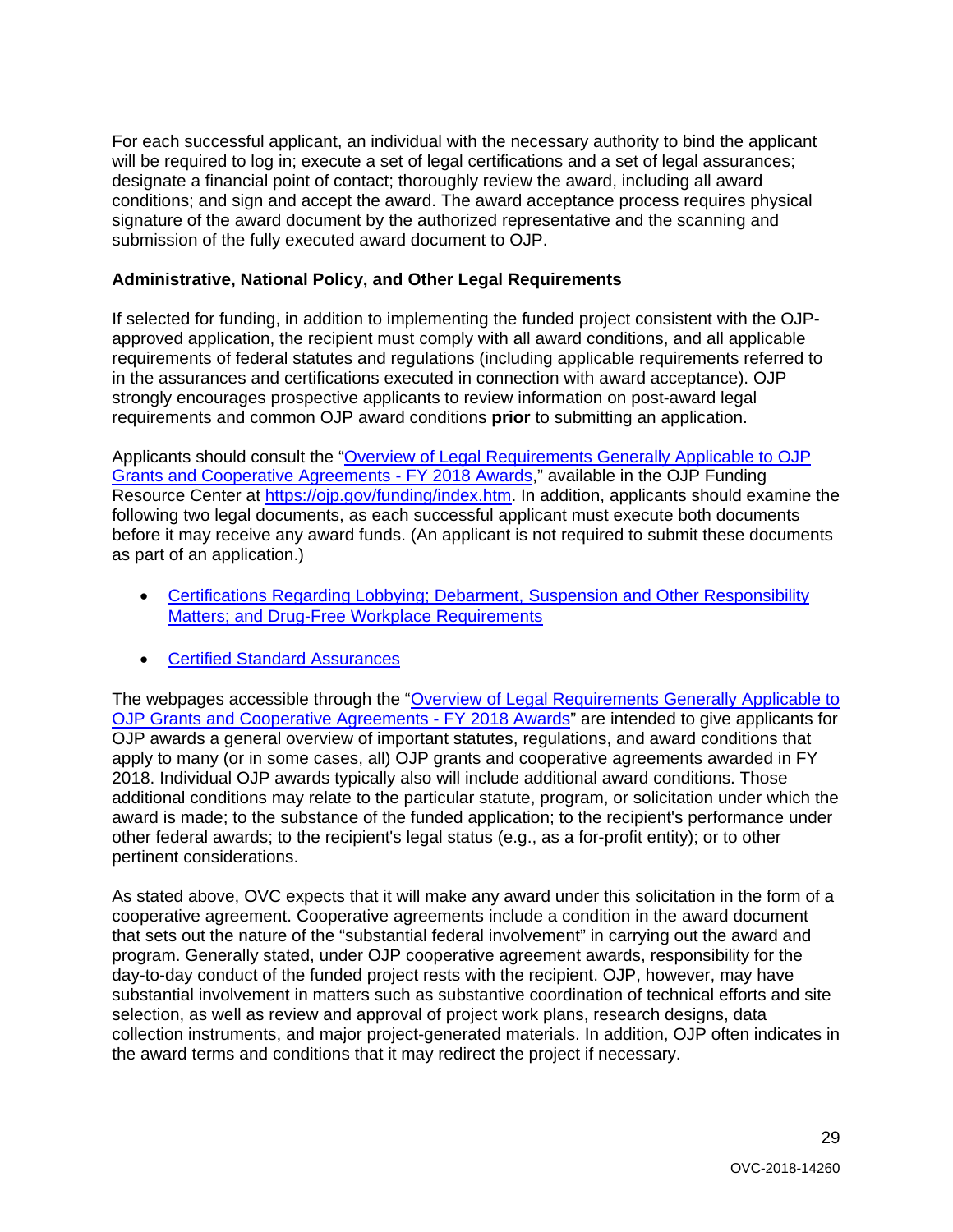For each successful applicant, an individual with the necessary authority to bind the applicant will be required to log in; execute a set of legal certifications and a set of legal assurances; designate a financial point of contact; thoroughly review the award, including all award conditions; and sign and accept the award. The award acceptance process requires physical signature of the award document by the authorized representative and the scanning and submission of the fully executed award document to OJP.

**Administrative, National Policy, and Other Legal Requirements**

If selected for funding, in addition to implementing the funded project consistent with the OJP-approved application, the recipient must comply with all award conditions, and all applicable requirements of federal statutes and regulations (including applicable requirements referred to in the assurances and certifications executed in connection with award acceptance). OJP strongly encourages prospective applicants to review information on post-award legal requirements and common OJP award conditions **prior** to submitting an application.

Applicants should consult the "Overview of Legal Requirements Generally Applicable to OJP Grants and Cooperative Agreements - FY 2018 Awards," available in the OJP Funding Resource Center at https://ojp.gov/funding/index.htm. In addition, applicants should examine the following two legal documents, as each successful applicant must execute both documents before it may receive any award funds. (An applicant is not required to submit these documents as part of an application.)

- Certifications Regarding Lobbying; Debarment, Suspension and Other Responsibility Matters; and Drug-Free Workplace Requirements
- Certified Standard Assurances

The webpages accessible through the "Overview of Legal Requirements Generally Applicable to OJP Grants and Cooperative Agreements - FY 2018 Awards" are intended to give applicants for OJP awards a general overview of important statutes, regulations, and award conditions that apply to many (or in some cases, all) OJP grants and cooperative agreements awarded in FY 2018. Individual OJP awards typically also will include additional award conditions. Those additional conditions may relate to the particular statute, program, or solicitation under which the award is made; to the substance of the funded application; to the recipient's performance under other federal awards; to the recipient's legal status (e.g., as a for-profit entity); or to other pertinent considerations.

As stated above, OVC expects that it will make any award under this solicitation in the form of a cooperative agreement. Cooperative agreements include a condition in the award document that sets out the nature of the "substantial federal involvement" in carrying out the award and program. Generally stated, under OJP cooperative agreement awards, responsibility for the day-to-day conduct of the funded project rests with the recipient. OJP, however, may have substantial involvement in matters such as substantive coordination of technical efforts and site selection, as well as review and approval of project work plans, research designs, data collection instruments, and major project-generated materials. In addition, OJP often indicates in the award terms and conditions that it may redirect the project if necessary.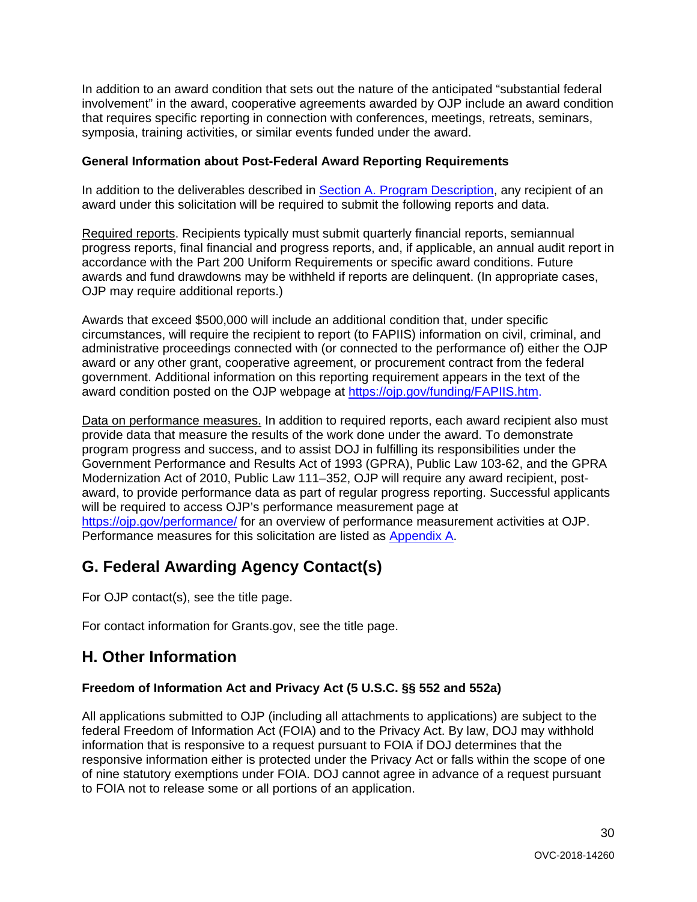In addition to an award condition that sets out the nature of the anticipated "substantial federal involvement" in the award, cooperative agreements awarded by OJP include an award condition that requires specific reporting in connection with conferences, meetings, retreats, seminars, symposia, training activities, or similar events funded under the award.

**General Information about Post-Federal Award Reporting Requirements**

In addition to the deliverables described in [Section A. Program Description](#), any recipient of an award under this solicitation will be required to submit the following reports and data.

Required reports. Recipients typically must submit quarterly financial reports, semiannual progress reports, final financial and progress reports, and, if applicable, an annual audit report in accordance with the Part 200 Uniform Requirements or specific award conditions. Future awards and fund drawdowns may be withheld if reports are delinquent. (In appropriate cases, OJP may require additional reports.)

Awards that exceed $500,000 will include an additional condition that, under specific circumstances, will require the recipient to report (to FAPIIS) information on civil, criminal, and administrative proceedings connected with (or connected to the performance of) either the OJP award or any other grant, cooperative agreement, or procurement contract from the federal government. Additional information on this reporting requirement appears in the text of the award condition posted on the OJP webpage at [https://ojp.gov/funding/FAPIIS.htm](https://ojp.gov/funding/FAPIIS.htm).

Data on performance measures. In addition to required reports, each award recipient also must provide data that measure the results of the work done under the award. To demonstrate program progress and success, and to assist DOJ in fulfilling its responsibilities under the Government Performance and Results Act of 1993 (GPRA), Public Law 103-62, and the GPRA Modernization Act of 2010, Public Law 111–352, OJP will require any award recipient, post-award, to provide performance data as part of regular progress reporting. Successful applicants will be required to access OJP's performance measurement page at [https://ojp.gov/performance/](https://ojp.gov/performance/) for an overview of performance measurement activities at OJP. Performance measures for this solicitation are listed as [Appendix A](#).

## G. Federal Awarding Agency Contact(s)

For OJP contact(s), see the title page.

For contact information for Grants.gov, see the title page.

## H. Other Information

**Freedom of Information Act and Privacy Act (5 U.S.C. §§ 552 and 552a)**

All applications submitted to OJP (including all attachments to applications) are subject to the federal Freedom of Information Act (FOIA) and to the Privacy Act. By law, DOJ may withhold information that is responsive to a request pursuant to FOIA if DOJ determines that the responsive information either is protected under the Privacy Act or falls within the scope of one of nine statutory exemptions under FOIA. DOJ cannot agree in advance of a request pursuant to FOIA not to release some or all portions of an application.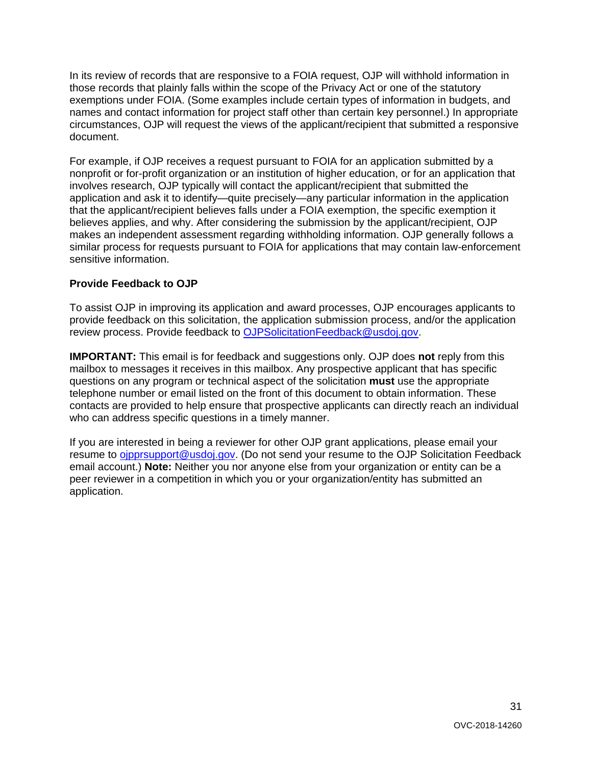In its review of records that are responsive to a FOIA request, OJP will withhold information in those records that plainly falls within the scope of the Privacy Act or one of the statutory exemptions under FOIA. (Some examples include certain types of information in budgets, and names and contact information for project staff other than certain key personnel.) In appropriate circumstances, OJP will request the views of the applicant/recipient that submitted a responsive document.

For example, if OJP receives a request pursuant to FOIA for an application submitted by a nonprofit or for-profit organization or an institution of higher education, or for an application that involves research, OJP typically will contact the applicant/recipient that submitted the application and ask it to identify—quite precisely—any particular information in the application that the applicant/recipient believes falls under a FOIA exemption, the specific exemption it believes applies, and why. After considering the submission by the applicant/recipient, OJP makes an independent assessment regarding withholding information. OJP generally follows a similar process for requests pursuant to FOIA for applications that may contain law-enforcement sensitive information.

**Provide Feedback to OJP**

To assist OJP in improving its application and award processes, OJP encourages applicants to provide feedback on this solicitation, the application submission process, and/or the application review process. Provide feedback to OJPSolicitationFeedback@usdoj.gov.

**IMPORTANT:** This email is for feedback and suggestions only. OJP does **not** reply from this mailbox to messages it receives in this mailbox. Any prospective applicant that has specific questions on any program or technical aspect of the solicitation **must** use the appropriate telephone number or email listed on the front of this document to obtain information. These contacts are provided to help ensure that prospective applicants can directly reach an individual who can address specific questions in a timely manner.

If you are interested in being a reviewer for other OJP grant applications, please email your resume to ojpprsupport@usdoj.gov. (Do not send your resume to the OJP Solicitation Feedback email account.) **Note:** Neither you nor anyone else from your organization or entity can be a peer reviewer in a competition in which you or your organization/entity has submitted an application.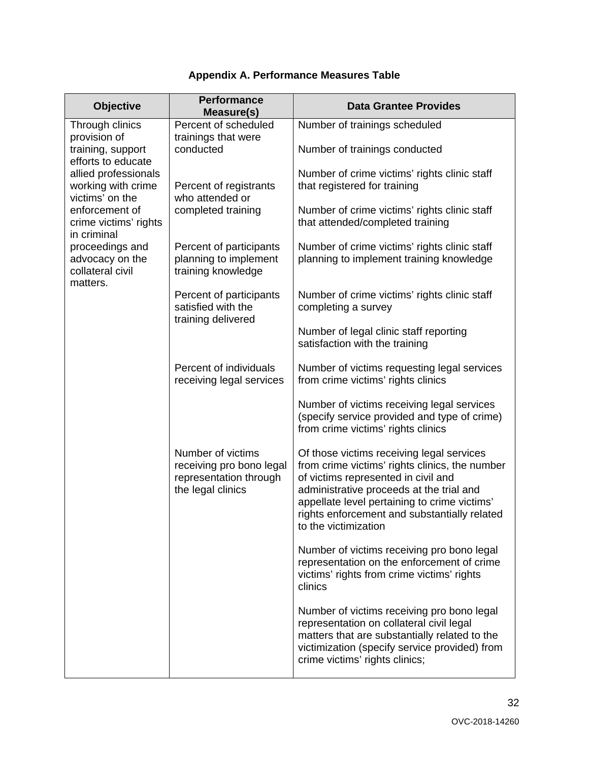## Appendix A. Performance Measures Table

| Objective | Performance Measure(s) | Data Grantee Provides |
|---|---|---|
| Through clinics provision of training, support efforts to educate allied professionals working with crime victims' on the enforcement of crime victims' rights in criminal proceedings and advocacy on the collateral civil matters. | Percent of scheduled trainings that were conducted | Number of trainings scheduled<br><br>Number of trainings conducted |
| | Percent of registrants who attended or completed training | Number of crime victims' rights clinic staff that registered for training<br><br>Number of crime victims' rights clinic staff that attended/completed training |
| | Percent of participants planning to implement training knowledge | Number of crime victims' rights clinic staff planning to implement training knowledge |
| | Percent of participants satisfied with the training delivered | Number of crime victims' rights clinic staff completing a survey<br><br>Number of legal clinic staff reporting satisfaction with the training |
| | Percent of individuals receiving legal services | Number of victims requesting legal services from crime victims' rights clinics<br><br>Number of victims receiving legal services (specify service provided and type of crime) from crime victims' rights clinics |
| | Number of victims receiving pro bono legal representation through the legal clinics | Of those victims receiving legal services from crime victims' rights clinics, the number of victims represented in civil and administrative proceeds at the trial and appellate level pertaining to crime victims' rights enforcement and substantially related to the victimization<br><br>Number of victims receiving pro bono legal representation on the enforcement of crime victims' rights from crime victims' rights clinics<br><br>Number of victims receiving pro bono legal representation on collateral civil legal matters that are substantially related to the victimization (specify service provided) from crime victims' rights clinics; |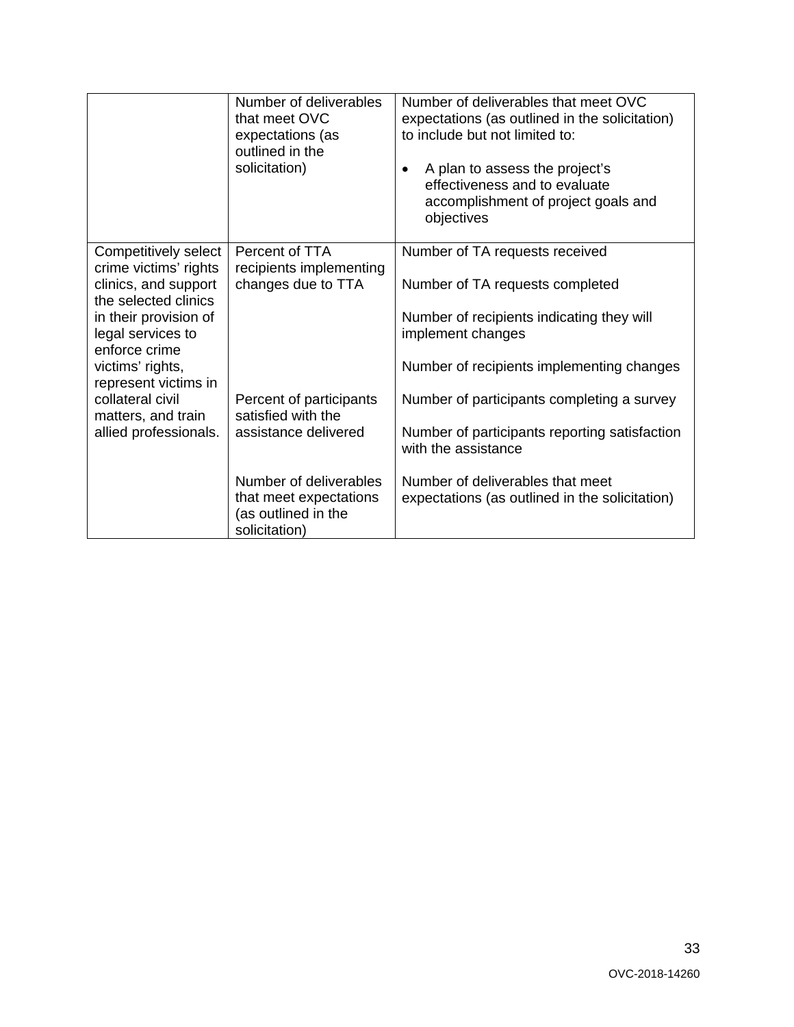| | | |
|---|---|---|
| | Number of deliverables that meet OVC expectations (as outlined in the solicitation) | Number of deliverables that meet OVC expectations (as outlined in the solicitation) to include but not limited to:<br><br>• A plan to assess the project's effectiveness and to evaluate accomplishment of project goals and objectives |
| Competitively select crime victims' rights clinics, and support the selected clinics in their provision of legal services to enforce crime victims' rights, represent victims in collateral civil matters, and train allied professionals. | Percent of TTA recipients implementing changes due to TTA | Number of TA requests received<br><br>Number of TA requests completed<br><br>Number of recipients indicating they will implement changes<br><br>Number of recipients implementing changes |
| | Percent of participants satisfied with the assistance delivered | Number of participants completing a survey<br><br>Number of participants reporting satisfaction with the assistance |
| | Number of deliverables that meet expectations (as outlined in the solicitation) | Number of deliverables that meet expectations (as outlined in the solicitation) |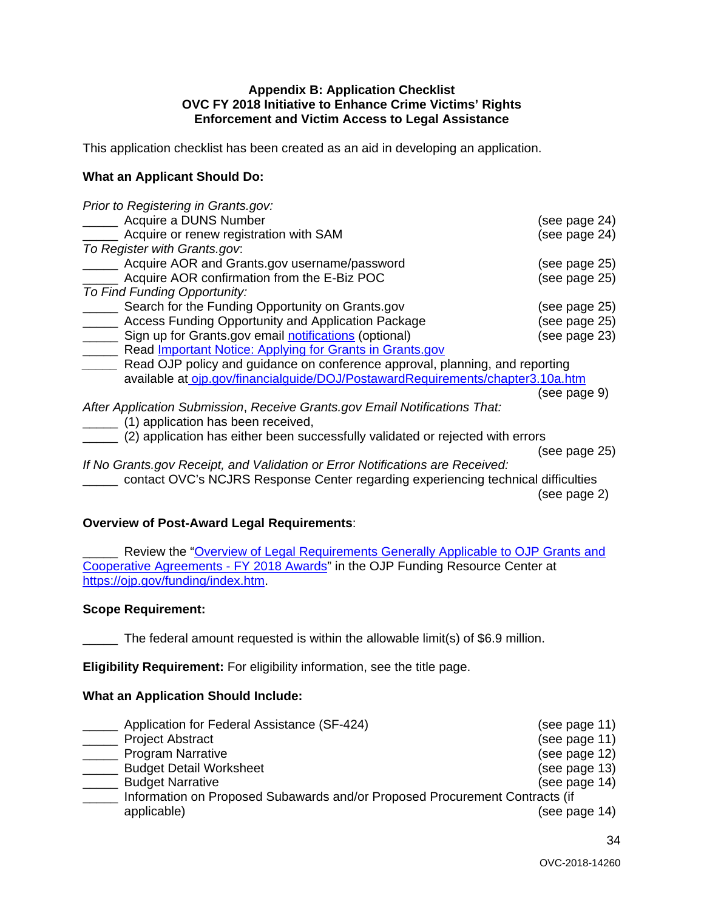**Appendix B: Application Checklist**
**OVC FY 2018 Initiative to Enhance Crime Victims' Rights Enforcement and Victim Access to Legal Assistance**

This application checklist has been created as an aid in developing an application.

**What an Applicant Should Do:**

*Prior to Registering in Grants.gov:*
_____ Acquire a DUNS Number (see page 24)
_____ Acquire or renew registration with SAM (see page 24)
*To Register with Grants.gov*:
_____ Acquire AOR and Grants.gov username/password (see page 25)
_____ Acquire AOR confirmation from the E-Biz POC (see page 25)
*To Find Funding Opportunity:*
_____ Search for the Funding Opportunity on Grants.gov (see page 25)
_____ Access Funding Opportunity and Application Package (see page 25)
_____ Sign up for Grants.gov email notifications (optional) (see page 23)
_____ Read Important Notice: Applying for Grants in Grants.gov
_____ Read OJP policy and guidance on conference approval, planning, and reporting available at ojp.gov/financialguide/DOJ/PostawardRequirements/chapter3.10a.htm (see page 9)
*After Application Submission, Receive Grants.gov Email Notifications That:*
_____ (1) application has been received,
_____ (2) application has either been successfully validated or rejected with errors (see page 25)
*If No Grants.gov Receipt, and Validation or Error Notifications are Received:*
_____ contact OVC's NCJRS Response Center regarding experiencing technical difficulties (see page 2)

**Overview of Post-Award Legal Requirements**:

_____ Review the "Overview of Legal Requirements Generally Applicable to OJP Grants and Cooperative Agreements - FY 2018 Awards" in the OJP Funding Resource Center at https://ojp.gov/funding/index.htm.

**Scope Requirement:**

_____ The federal amount requested is within the allowable limit(s) of $6.9 million.

**Eligibility Requirement:** For eligibility information, see the title page.

**What an Application Should Include:**

_____ Application for Federal Assistance (SF-424) (see page 11)
_____ Project Abstract (see page 11)
_____ Program Narrative (see page 12)
_____ Budget Detail Worksheet (see page 13)
_____ Budget Narrative (see page 14)
_____ Information on Proposed Subawards and/or Proposed Procurement Contracts (if applicable) (see page 14)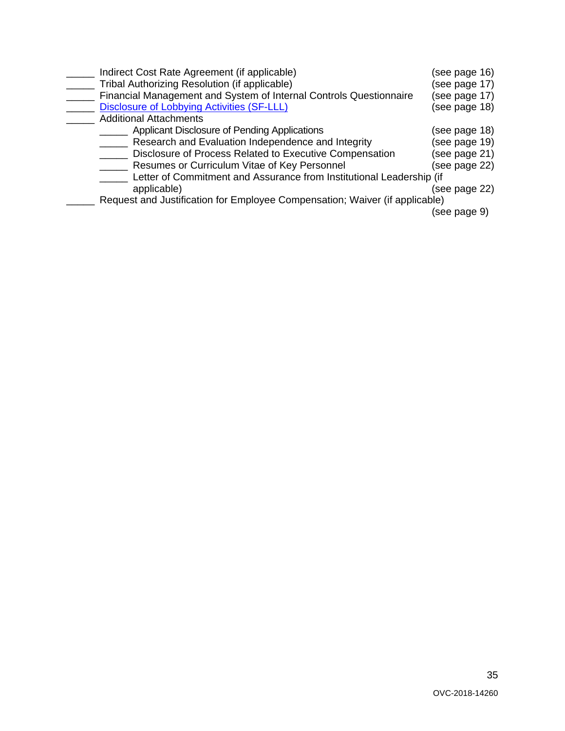_____ Indirect Cost Rate Agreement (if applicable) (see page 16)
_____ Tribal Authorizing Resolution (if applicable) (see page 17)
_____ Financial Management and System of Internal Controls Questionnaire (see page 17)
_____ Disclosure of Lobbying Activities (SF-LLL) (see page 18)
_____ Additional Attachments
    _____ Applicant Disclosure of Pending Applications (see page 18)
    _____ Research and Evaluation Independence and Integrity (see page 19)
    _____ Disclosure of Process Related to Executive Compensation (see page 21)
    _____ Resumes or Curriculum Vitae of Key Personnel (see page 22)
    _____ Letter of Commitment and Assurance from Institutional Leadership (if applicable) (see page 22)
_____ Request and Justification for Employee Compensation; Waiver (if applicable) (see page 9)